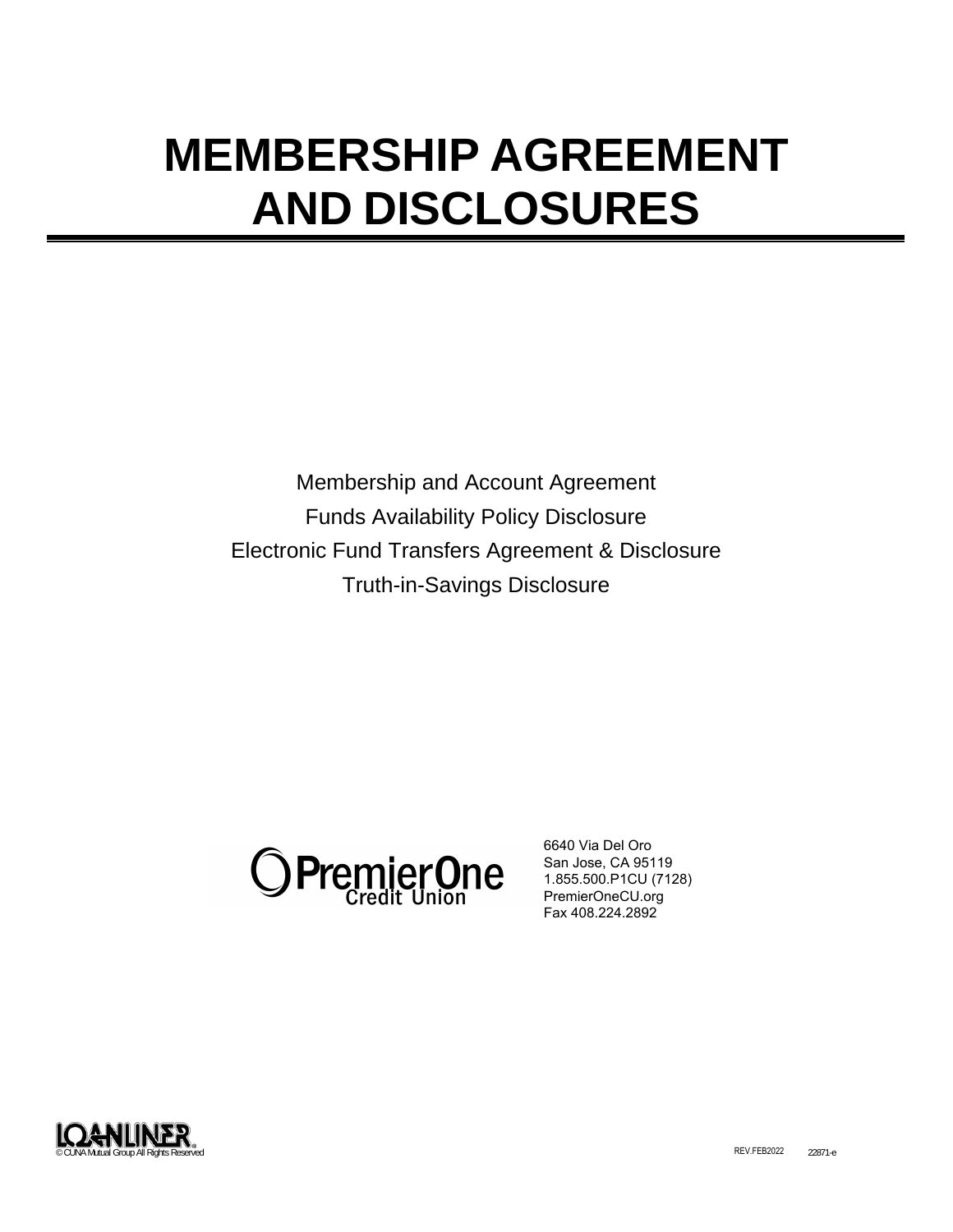# MEMBERSHIP AGREEMENT AND DISCLOSURES

Membership and Account Agreement

Funds Availability Policy Disclosure

Electronic Fund Transfers Agreement & Disclosure

Truth-in-Savings Disclosure

PremierOne Credit Union

6640 Via Del Oro
San Jose, CA 95119
1.855.500.P1CU (7128)
PremierOneCU.org
Fax 408.224.2892

LOANLINER®
© CUNA Mutual Group All Rights Reserved

REV.FEB2022 22871-e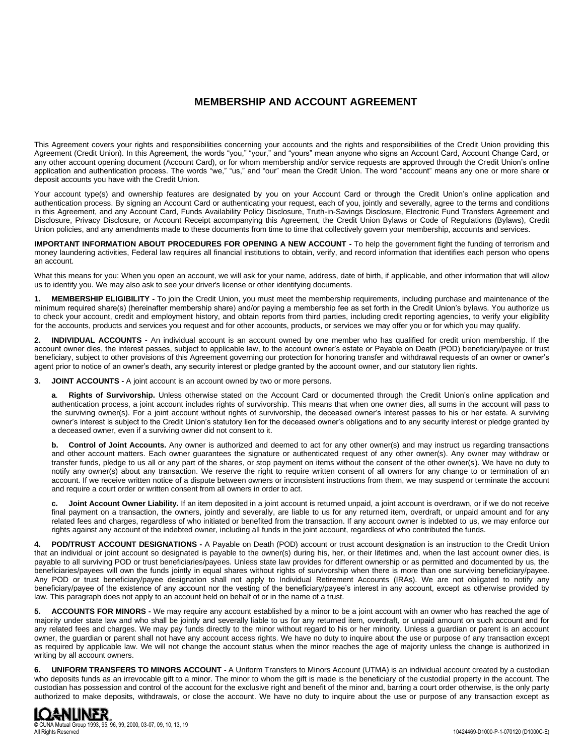# MEMBERSHIP AND ACCOUNT AGREEMENT

This Agreement covers your rights and responsibilities concerning your accounts and the rights and responsibilities of the Credit Union providing this Agreement (Credit Union). In this Agreement, the words "you," "your," and "yours" mean anyone who signs an Account Card, Account Change Card, or any other account opening document (Account Card), or for whom membership and/or service requests are approved through the Credit Union's online application and authentication process. The words "we," "us," and "our" mean the Credit Union. The word "account" means any one or more share or deposit accounts you have with the Credit Union.

Your account type(s) and ownership features are designated by you on your Account Card or through the Credit Union's online application and authentication process. By signing an Account Card or authenticating your request, each of you, jointly and severally, agree to the terms and conditions in this Agreement, and any Account Card, Funds Availability Policy Disclosure, Truth-in-Savings Disclosure, Electronic Fund Transfers Agreement and Disclosure, Privacy Disclosure, or Account Receipt accompanying this Agreement, the Credit Union Bylaws or Code of Regulations (Bylaws), Credit Union policies, and any amendments made to these documents from time to time that collectively govern your membership, accounts and services.

**IMPORTANT INFORMATION ABOUT PROCEDURES FOR OPENING A NEW ACCOUNT -** To help the government fight the funding of terrorism and money laundering activities, Federal law requires all financial institutions to obtain, verify, and record information that identifies each person who opens an account.

What this means for you: When you open an account, we will ask for your name, address, date of birth, if applicable, and other information that will allow us to identify you. We may also ask to see your driver's license or other identifying documents.

**1. MEMBERSHIP ELIGIBILITY -** To join the Credit Union, you must meet the membership requirements, including purchase and maintenance of the minimum required share(s) (hereinafter membership share) and/or paying a membership fee as set forth in the Credit Union's bylaws. You authorize us to check your account, credit and employment history, and obtain reports from third parties, including credit reporting agencies, to verify your eligibility for the accounts, products and services you request and for other accounts, products, or services we may offer you or for which you may qualify.

**2. INDIVIDUAL ACCOUNTS -** An individual account is an account owned by one member who has qualified for credit union membership. If the account owner dies, the interest passes, subject to applicable law, to the account owner's estate or Payable on Death (POD) beneficiary/payee or trust beneficiary, subject to other provisions of this Agreement governing our protection for honoring transfer and withdrawal requests of an owner or owner's agent prior to notice of an owner's death, any security interest or pledge granted by the account owner, and our statutory lien rights.

**3. JOINT ACCOUNTS -** A joint account is an account owned by two or more persons.

**a. Rights of Survivorship.** Unless otherwise stated on the Account Card or documented through the Credit Union's online application and authentication process, a joint account includes rights of survivorship. This means that when one owner dies, all sums in the account will pass to the surviving owner(s). For a joint account without rights of survivorship, the deceased owner's interest passes to his or her estate. A surviving owner's interest is subject to the Credit Union's statutory lien for the deceased owner's obligations and to any security interest or pledge granted by a deceased owner, even if a surviving owner did not consent to it.

**b. Control of Joint Accounts.** Any owner is authorized and deemed to act for any other owner(s) and may instruct us regarding transactions and other account matters. Each owner guarantees the signature or authenticated request of any other owner(s). Any owner may withdraw or transfer funds, pledge to us all or any part of the shares, or stop payment on items without the consent of the other owner(s). We have no duty to notify any owner(s) about any transaction. We reserve the right to require written consent of all owners for any change to or termination of an account. If we receive written notice of a dispute between owners or inconsistent instructions from them, we may suspend or terminate the account and require a court order or written consent from all owners in order to act.

**c. Joint Account Owner Liability.** If an item deposited in a joint account is returned unpaid, a joint account is overdrawn, or if we do not receive final payment on a transaction, the owners, jointly and severally, are liable to us for any returned item, overdraft, or unpaid amount and for any related fees and charges, regardless of who initiated or benefited from the transaction. If any account owner is indebted to us, we may enforce our rights against any account of the indebted owner, including all funds in the joint account, regardless of who contributed the funds.

**4. POD/TRUST ACCOUNT DESIGNATIONS -** A Payable on Death (POD) account or trust account designation is an instruction to the Credit Union that an individual or joint account so designated is payable to the owner(s) during his, her, or their lifetimes and, when the last account owner dies, is payable to all surviving POD or trust beneficiaries/payees. Unless state law provides for different ownership or as permitted and documented by us, the beneficiaries/payees will own the funds jointly in equal shares without rights of survivorship when there is more than one surviving beneficiary/payee. Any POD or trust beneficiary/payee designation shall not apply to Individual Retirement Accounts (IRAs). We are not obligated to notify any beneficiary/payee of the existence of any account nor the vesting of the beneficiary/payee's interest in any account, except as otherwise provided by law. This paragraph does not apply to an account held on behalf of or in the name of a trust.

**5. ACCOUNTS FOR MINORS -** We may require any account established by a minor to be a joint account with an owner who has reached the age of majority under state law and who shall be jointly and severally liable to us for any returned item, overdraft, or unpaid amount on such account and for any related fees and charges. We may pay funds directly to the minor without regard to his or her minority. Unless a guardian or parent is an account owner, the guardian or parent shall not have any account access rights. We have no duty to inquire about the use or purpose of any transaction except as required by applicable law. We will not change the account status when the minor reaches the age of majority unless the change is authorized in writing by all account owners.

**6. UNIFORM TRANSFERS TO MINORS ACCOUNT -** A Uniform Transfers to Minors Account (UTMA) is an individual account created by a custodian who deposits funds as an irrevocable gift to a minor. The minor to whom the gift is made is the beneficiary of the custodial property in the account. The custodian has possession and control of the account for the exclusive right and benefit of the minor and, barring a court order otherwise, is the only party authorized to make deposits, withdrawals, or close the account. We have no duty to inquire about the use or purpose of any transaction except as

LOANLINER®
© CUNA Mutual Group 1993, 95, 96, 99, 2000, 03-07, 09, 10, 13, 19
All Rights Reserved

10424469-D1000-P-1-070120 (D1000C-E)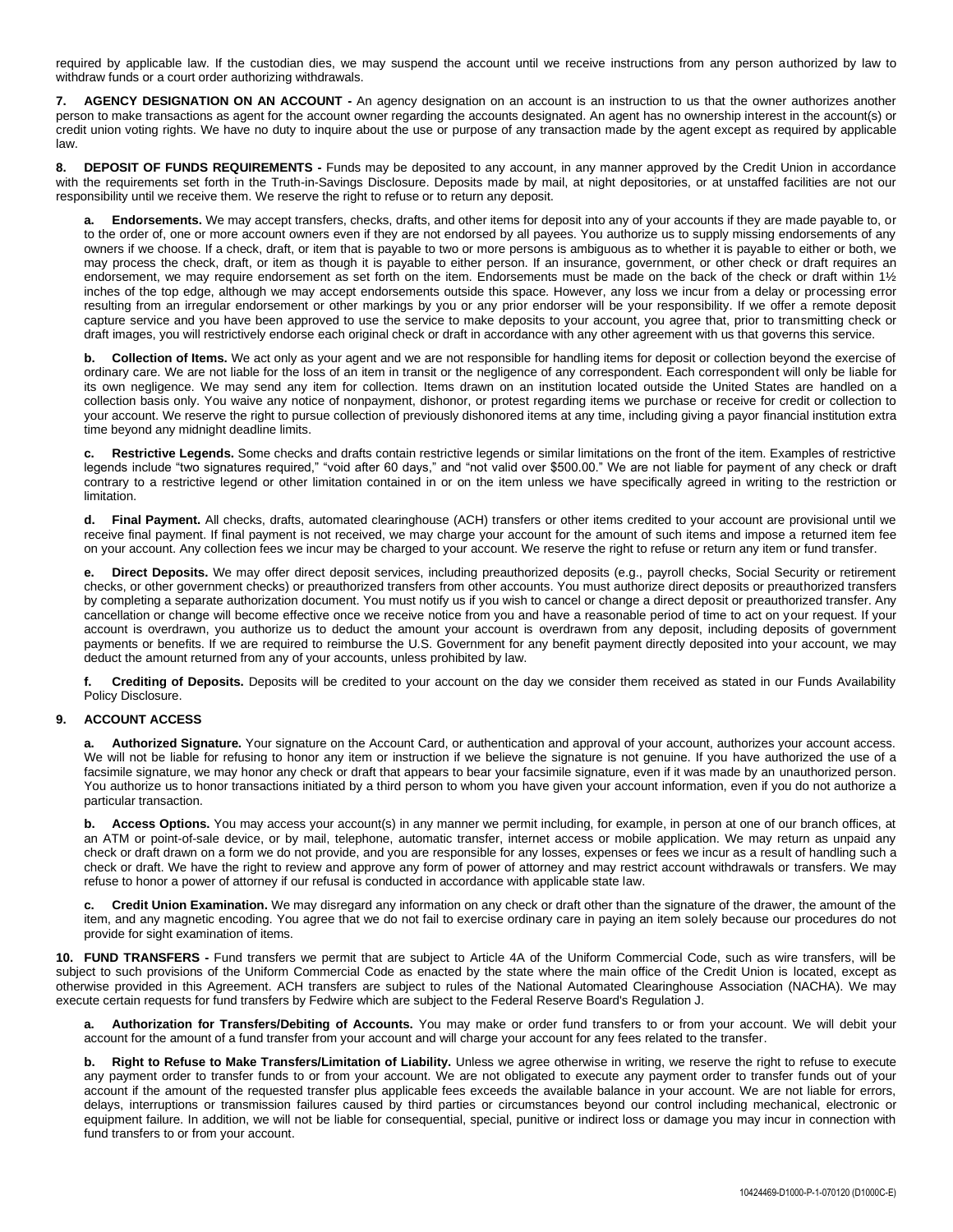required by applicable law. If the custodian dies, we may suspend the account until we receive instructions from any person authorized by law to withdraw funds or a court order authorizing withdrawals.

**7. AGENCY DESIGNATION ON AN ACCOUNT -** An agency designation on an account is an instruction to us that the owner authorizes another person to make transactions as agent for the account owner regarding the accounts designated. An agent has no ownership interest in the account(s) or credit union voting rights. We have no duty to inquire about the use or purpose of any transaction made by the agent except as required by applicable law.

**8. DEPOSIT OF FUNDS REQUIREMENTS -** Funds may be deposited to any account, in any manner approved by the Credit Union in accordance with the requirements set forth in the Truth-in-Savings Disclosure. Deposits made by mail, at night depositories, or at unstaffed facilities are not our responsibility until we receive them. We reserve the right to refuse or to return any deposit.

**a. Endorsements.** We may accept transfers, checks, drafts, and other items for deposit into any of your accounts if they are made payable to, or to the order of, one or more account owners even if they are not endorsed by all payees. You authorize us to supply missing endorsements of any owners if we choose. If a check, draft, or item that is payable to two or more persons is ambiguous as to whether it is payable to either or both, we may process the check, draft, or item as though it is payable to either person. If an insurance, government, or other check or draft requires an endorsement, we may require endorsement as set forth on the item. Endorsements must be made on the back of the check or draft within 1½ inches of the top edge, although we may accept endorsements outside this space. However, any loss we incur from a delay or processing error resulting from an irregular endorsement or other markings by you or any prior endorser will be your responsibility. If we offer a remote deposit capture service and you have been approved to use the service to make deposits to your account, you agree that, prior to transmitting check or draft images, you will restrictively endorse each original check or draft in accordance with any other agreement with us that governs this service.

**b. Collection of Items.** We act only as your agent and we are not responsible for handling items for deposit or collection beyond the exercise of ordinary care. We are not liable for the loss of an item in transit or the negligence of any correspondent. Each correspondent will only be liable for its own negligence. We may send any item for collection. Items drawn on an institution located outside the United States are handled on a collection basis only. You waive any notice of nonpayment, dishonor, or protest regarding items we purchase or receive for credit or collection to your account. We reserve the right to pursue collection of previously dishonored items at any time, including giving a payor financial institution extra time beyond any midnight deadline limits.

**c. Restrictive Legends.** Some checks and drafts contain restrictive legends or similar limitations on the front of the item. Examples of restrictive legends include "two signatures required," "void after 60 days," and "not valid over $500.00." We are not liable for payment of any check or draft contrary to a restrictive legend or other limitation contained in or on the item unless we have specifically agreed in writing to the restriction or limitation.

**d. Final Payment.** All checks, drafts, automated clearinghouse (ACH) transfers or other items credited to your account are provisional until we receive final payment. If final payment is not received, we may charge your account for the amount of such items and impose a returned item fee on your account. Any collection fees we incur may be charged to your account. We reserve the right to refuse or return any item or fund transfer.

**e. Direct Deposits.** We may offer direct deposit services, including preauthorized deposits (e.g., payroll checks, Social Security or retirement checks, or other government checks) or preauthorized transfers from other accounts. You must authorize direct deposits or preauthorized transfers by completing a separate authorization document. You must notify us if you wish to cancel or change a direct deposit or preauthorized transfer. Any cancellation or change will become effective once we receive notice from you and have a reasonable period of time to act on your request. If your account is overdrawn, you authorize us to deduct the amount your account is overdrawn from any deposit, including deposits of government payments or benefits. If we are required to reimburse the U.S. Government for any benefit payment directly deposited into your account, we may deduct the amount returned from any of your accounts, unless prohibited by law.

**f. Crediting of Deposits.** Deposits will be credited to your account on the day we consider them received as stated in our Funds Availability Policy Disclosure.

**9. ACCOUNT ACCESS**

**a. Authorized Signature.** Your signature on the Account Card, or authentication and approval of your account, authorizes your account access. We will not be liable for refusing to honor any item or instruction if we believe the signature is not genuine. If you have authorized the use of a facsimile signature, we may honor any check or draft that appears to bear your facsimile signature, even if it was made by an unauthorized person. You authorize us to honor transactions initiated by a third person to whom you have given your account information, even if you do not authorize a particular transaction.

**b. Access Options.** You may access your account(s) in any manner we permit including, for example, in person at one of our branch offices, at an ATM or point-of-sale device, or by mail, telephone, automatic transfer, internet access or mobile application. We may return as unpaid any check or draft drawn on a form we do not provide, and you are responsible for any losses, expenses or fees we incur as a result of handling such a check or draft. We have the right to review and approve any form of power of attorney and may restrict account withdrawals or transfers. We may refuse to honor a power of attorney if our refusal is conducted in accordance with applicable state law.

**c. Credit Union Examination.** We may disregard any information on any check or draft other than the signature of the drawer, the amount of the item, and any magnetic encoding. You agree that we do not fail to exercise ordinary care in paying an item solely because our procedures do not provide for sight examination of items.

**10. FUND TRANSFERS -** Fund transfers we permit that are subject to Article 4A of the Uniform Commercial Code, such as wire transfers, will be subject to such provisions of the Uniform Commercial Code as enacted by the state where the main office of the Credit Union is located, except as otherwise provided in this Agreement. ACH transfers are subject to rules of the National Automated Clearinghouse Association (NACHA). We may execute certain requests for fund transfers by Fedwire which are subject to the Federal Reserve Board's Regulation J.

**a. Authorization for Transfers/Debiting of Accounts.** You may make or order fund transfers to or from your account. We will debit your account for the amount of a fund transfer from your account and will charge your account for any fees related to the transfer.

**b. Right to Refuse to Make Transfers/Limitation of Liability.** Unless we agree otherwise in writing, we reserve the right to refuse to execute any payment order to transfer funds to or from your account. We are not obligated to execute any payment order to transfer funds out of your account if the amount of the requested transfer plus applicable fees exceeds the available balance in your account. We are not liable for errors, delays, interruptions or transmission failures caused by third parties or circumstances beyond our control including mechanical, electronic or equipment failure. In addition, we will not be liable for consequential, special, punitive or indirect loss or damage you may incur in connection with fund transfers to or from your account.

10424469-D1000-P-1-070120 (D1000C-E)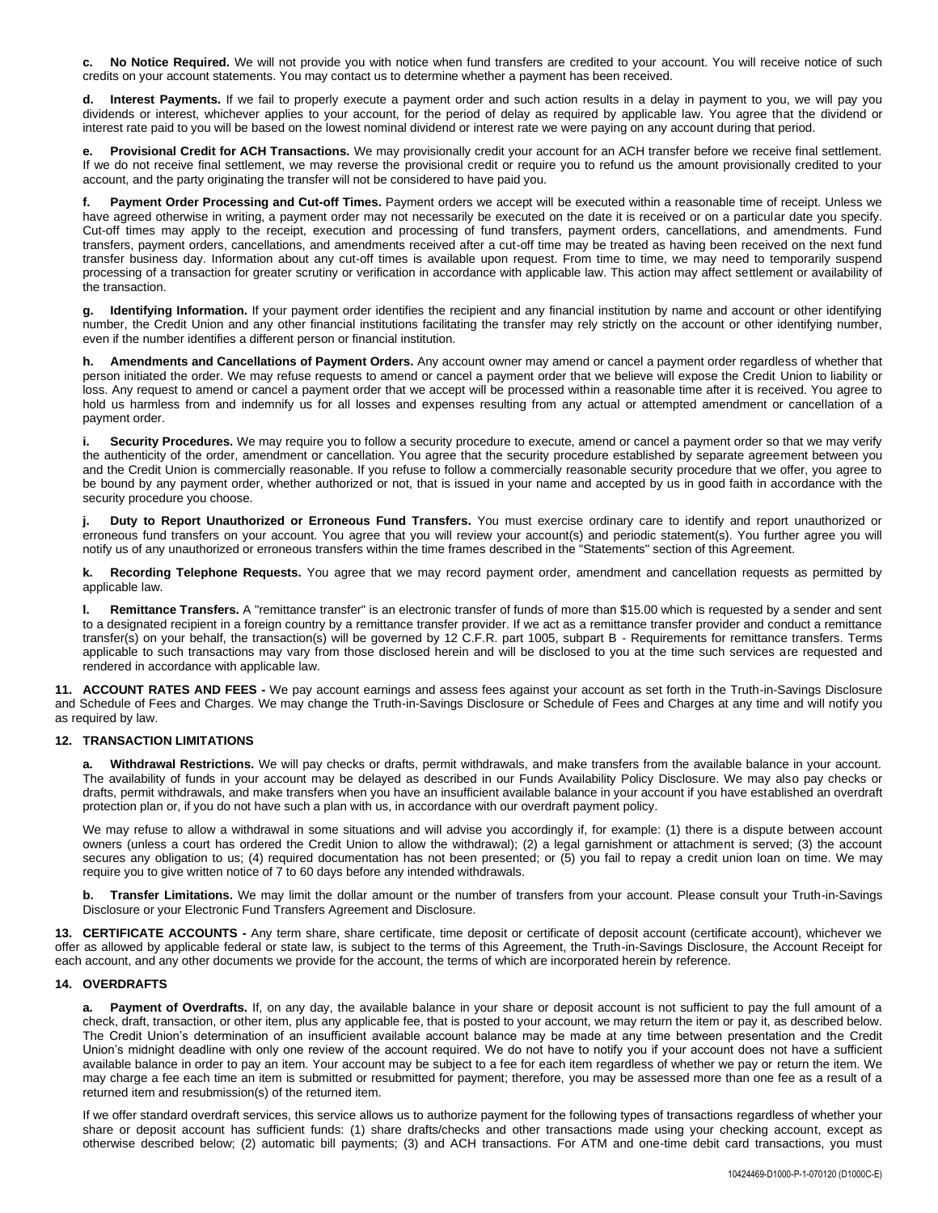**c. No Notice Required.** We will not provide you with notice when fund transfers are credited to your account. You will receive notice of such credits on your account statements. You may contact us to determine whether a payment has been received.

**d. Interest Payments.** If we fail to properly execute a payment order and such action results in a delay in payment to you, we will pay you dividends or interest, whichever applies to your account, for the period of delay as required by applicable law. You agree that the dividend or interest rate paid to you will be based on the lowest nominal dividend or interest rate we were paying on any account during that period.

**e. Provisional Credit for ACH Transactions.** We may provisionally credit your account for an ACH transfer before we receive final settlement. If we do not receive final settlement, we may reverse the provisional credit or require you to refund us the amount provisionally credited to your account, and the party originating the transfer will not be considered to have paid you.

**f. Payment Order Processing and Cut-off Times.** Payment orders we accept will be executed within a reasonable time of receipt. Unless we have agreed otherwise in writing, a payment order may not necessarily be executed on the date it is received or on a particular date you specify. Cut-off times may apply to the receipt, execution and processing of fund transfers, payment orders, cancellations, and amendments. Fund transfers, payment orders, cancellations, and amendments received after a cut-off time may be treated as having been received on the next fund transfer business day. Information about any cut-off times is available upon request. From time to time, we may need to temporarily suspend processing of a transaction for greater scrutiny or verification in accordance with applicable law. This action may affect settlement or availability of the transaction.

**g. Identifying Information.** If your payment order identifies the recipient and any financial institution by name and account or other identifying number, the Credit Union and any other financial institutions facilitating the transfer may rely strictly on the account or other identifying number, even if the number identifies a different person or financial institution.

**h. Amendments and Cancellations of Payment Orders.** Any account owner may amend or cancel a payment order regardless of whether that person initiated the order. We may refuse requests to amend or cancel a payment order that we believe will expose the Credit Union to liability or loss. Any request to amend or cancel a payment order that we accept will be processed within a reasonable time after it is received. You agree to hold us harmless from and indemnify us for all losses and expenses resulting from any actual or attempted amendment or cancellation of a payment order.

**i. Security Procedures.** We may require you to follow a security procedure to execute, amend or cancel a payment order so that we may verify the authenticity of the order, amendment or cancellation. You agree that the security procedure established by separate agreement between you and the Credit Union is commercially reasonable. If you refuse to follow a commercially reasonable security procedure that we offer, you agree to be bound by any payment order, whether authorized or not, that is issued in your name and accepted by us in good faith in accordance with the security procedure you choose.

**j. Duty to Report Unauthorized or Erroneous Fund Transfers.** You must exercise ordinary care to identify and report unauthorized or erroneous fund transfers on your account. You agree that you will review your account(s) and periodic statement(s). You further agree you will notify us of any unauthorized or erroneous transfers within the time frames described in the "Statements" section of this Agreement.

**k. Recording Telephone Requests.** You agree that we may record payment order, amendment and cancellation requests as permitted by applicable law.

**l. Remittance Transfers.** A "remittance transfer" is an electronic transfer of funds of more than $15.00 which is requested by a sender and sent to a designated recipient in a foreign country by a remittance transfer provider. If we act as a remittance transfer provider and conduct a remittance transfer(s) on your behalf, the transaction(s) will be governed by 12 C.F.R. part 1005, subpart B - Requirements for remittance transfers. Terms applicable to such transactions may vary from those disclosed herein and will be disclosed to you at the time such services are requested and rendered in accordance with applicable law.

**11. ACCOUNT RATES AND FEES -** We pay account earnings and assess fees against your account as set forth in the Truth-in-Savings Disclosure and Schedule of Fees and Charges. We may change the Truth-in-Savings Disclosure or Schedule of Fees and Charges at any time and will notify you as required by law.

**12. TRANSACTION LIMITATIONS**

**a. Withdrawal Restrictions.** We will pay checks or drafts, permit withdrawals, and make transfers from the available balance in your account. The availability of funds in your account may be delayed as described in our Funds Availability Policy Disclosure. We may also pay checks or drafts, permit withdrawals, and make transfers when you have an insufficient available balance in your account if you have established an overdraft protection plan or, if you do not have such a plan with us, in accordance with our overdraft payment policy.

We may refuse to allow a withdrawal in some situations and will advise you accordingly if, for example: (1) there is a dispute between account owners (unless a court has ordered the Credit Union to allow the withdrawal); (2) a legal garnishment or attachment is served; (3) the account secures any obligation to us; (4) required documentation has not been presented; or (5) you fail to repay a credit union loan on time. We may require you to give written notice of 7 to 60 days before any intended withdrawals.

**b. Transfer Limitations.** We may limit the dollar amount or the number of transfers from your account. Please consult your Truth-in-Savings Disclosure or your Electronic Fund Transfers Agreement and Disclosure.

**13. CERTIFICATE ACCOUNTS -** Any term share, share certificate, time deposit or certificate of deposit account (certificate account), whichever we offer as allowed by applicable federal or state law, is subject to the terms of this Agreement, the Truth-in-Savings Disclosure, the Account Receipt for each account, and any other documents we provide for the account, the terms of which are incorporated herein by reference.

**14. OVERDRAFTS**

**a. Payment of Overdrafts.** If, on any day, the available balance in your share or deposit account is not sufficient to pay the full amount of a check, draft, transaction, or other item, plus any applicable fee, that is posted to your account, we may return the item or pay it, as described below. The Credit Union's determination of an insufficient available account balance may be made at any time between presentation and the Credit Union's midnight deadline with only one review of the account required. We do not have to notify you if your account does not have a sufficient available balance in order to pay an item. Your account may be subject to a fee for each item regardless of whether we pay or return the item. We may charge a fee each time an item is submitted or resubmitted for payment; therefore, you may be assessed more than one fee as a result of a returned item and resubmission(s) of the returned item.

If we offer standard overdraft services, this service allows us to authorize payment for the following types of transactions regardless of whether your share or deposit account has sufficient funds: (1) share drafts/checks and other transactions made using your checking account, except as otherwise described below; (2) automatic bill payments; (3) and ACH transactions. For ATM and one-time debit card transactions, you must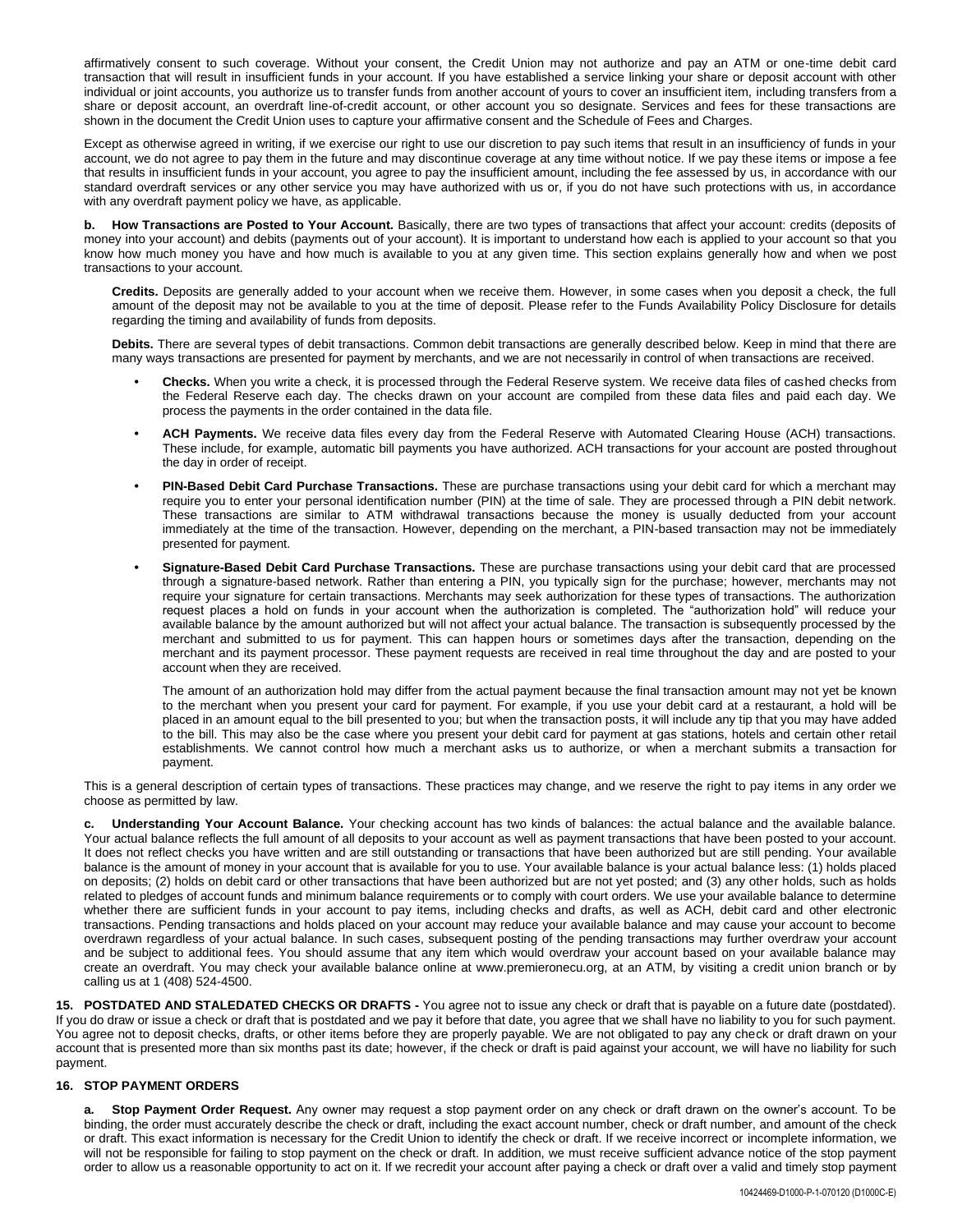affirmatively consent to such coverage. Without your consent, the Credit Union may not authorize and pay an ATM or one-time debit card transaction that will result in insufficient funds in your account. If you have established a service linking your share or deposit account with other individual or joint accounts, you authorize us to transfer funds from another account of yours to cover an insufficient item, including transfers from a share or deposit account, an overdraft line-of-credit account, or other account you so designate. Services and fees for these transactions are shown in the document the Credit Union uses to capture your affirmative consent and the Schedule of Fees and Charges.

Except as otherwise agreed in writing, if we exercise our right to use our discretion to pay such items that result in an insufficiency of funds in your account, we do not agree to pay them in the future and may discontinue coverage at any time without notice. If we pay these items or impose a fee that results in insufficient funds in your account, you agree to pay the insufficient amount, including the fee assessed by us, in accordance with our standard overdraft services or any other service you may have authorized with us or, if you do not have such protections with us, in accordance with any overdraft payment policy we have, as applicable.

**b. How Transactions are Posted to Your Account.** Basically, there are two types of transactions that affect your account: credits (deposits of money into your account) and debits (payments out of your account). It is important to understand how each is applied to your account so that you know how much money you have and how much is available to you at any given time. This section explains generally how and when we post transactions to your account.

**Credits.** Deposits are generally added to your account when we receive them. However, in some cases when you deposit a check, the full amount of the deposit may not be available to you at the time of deposit. Please refer to the Funds Availability Policy Disclosure for details regarding the timing and availability of funds from deposits.

**Debits.** There are several types of debit transactions. Common debit transactions are generally described below. Keep in mind that there are many ways transactions are presented for payment by merchants, and we are not necessarily in control of when transactions are received.

- **Checks.** When you write a check, it is processed through the Federal Reserve system. We receive data files of cashed checks from the Federal Reserve each day. The checks drawn on your account are compiled from these data files and paid each day. We process the payments in the order contained in the data file.
- **ACH Payments.** We receive data files every day from the Federal Reserve with Automated Clearing House (ACH) transactions. These include, for example, automatic bill payments you have authorized. ACH transactions for your account are posted throughout the day in order of receipt.
- **PIN-Based Debit Card Purchase Transactions.** These are purchase transactions using your debit card for which a merchant may require you to enter your personal identification number (PIN) at the time of sale. They are processed through a PIN debit network. These transactions are similar to ATM withdrawal transactions because the money is usually deducted from your account immediately at the time of the transaction. However, depending on the merchant, a PIN-based transaction may not be immediately presented for payment.
- **Signature-Based Debit Card Purchase Transactions.** These are purchase transactions using your debit card that are processed through a signature-based network. Rather than entering a PIN, you typically sign for the purchase; however, merchants may not require your signature for certain transactions. Merchants may seek authorization for these types of transactions. The authorization request places a hold on funds in your account when the authorization is completed. The "authorization hold" will reduce your available balance by the amount authorized but will not affect your actual balance. The transaction is subsequently processed by the merchant and submitted to us for payment. This can happen hours or sometimes days after the transaction, depending on the merchant and its payment processor. These payment requests are received in real time throughout the day and are posted to your account when they are received.

  The amount of an authorization hold may differ from the actual payment because the final transaction amount may not yet be known to the merchant when you present your card for payment. For example, if you use your debit card at a restaurant, a hold will be placed in an amount equal to the bill presented to you; but when the transaction posts, it will include any tip that you may have added to the bill. This may also be the case where you present your debit card for payment at gas stations, hotels and certain other retail establishments. We cannot control how much a merchant asks us to authorize, or when a merchant submits a transaction for payment.

This is a general description of certain types of transactions. These practices may change, and we reserve the right to pay items in any order we choose as permitted by law.

**c. Understanding Your Account Balance.** Your checking account has two kinds of balances: the actual balance and the available balance. Your actual balance reflects the full amount of all deposits to your account as well as payment transactions that have been posted to your account. It does not reflect checks you have written and are still outstanding or transactions that have been authorized but are still pending. Your available balance is the amount of money in your account that is available for you to use. Your available balance is your actual balance less: (1) holds placed on deposits; (2) holds on debit card or other transactions that have been authorized but are not yet posted; and (3) any other holds, such as holds related to pledges of account funds and minimum balance requirements or to comply with court orders. We use your available balance to determine whether there are sufficient funds in your account to pay items, including checks and drafts, as well as ACH, debit card and other electronic transactions. Pending transactions and holds placed on your account may reduce your available balance and may cause your account to become overdrawn regardless of your actual balance. In such cases, subsequent posting of the pending transactions may further overdraw your account and be subject to additional fees. You should assume that any item which would overdraw your account based on your available balance may create an overdraft. You may check your available balance online at www.premieronecu.org, at an ATM, by visiting a credit union branch or by calling us at 1 (408) 524-4500.

**15. POSTDATED AND STALEDATED CHECKS OR DRAFTS -** You agree not to issue any check or draft that is payable on a future date (postdated). If you do draw or issue a check or draft that is postdated and we pay it before that date, you agree that we shall have no liability to you for such payment. You agree not to deposit checks, drafts, or other items before they are properly payable. We are not obligated to pay any check or draft drawn on your account that is presented more than six months past its date; however, if the check or draft is paid against your account, we will have no liability for such payment.

**16. STOP PAYMENT ORDERS**

**a. Stop Payment Order Request.** Any owner may request a stop payment order on any check or draft drawn on the owner's account. To be binding, the order must accurately describe the check or draft, including the exact account number, check or draft number, and amount of the check or draft. This exact information is necessary for the Credit Union to identify the check or draft. If we receive incorrect or incomplete information, we will not be responsible for failing to stop payment on the check or draft. In addition, we must receive sufficient advance notice of the stop payment order to allow us a reasonable opportunity to act on it. If we recredit your account after paying a check or draft over a valid and timely stop payment

10424469-D1000-P-1-070120 (D1000C-E)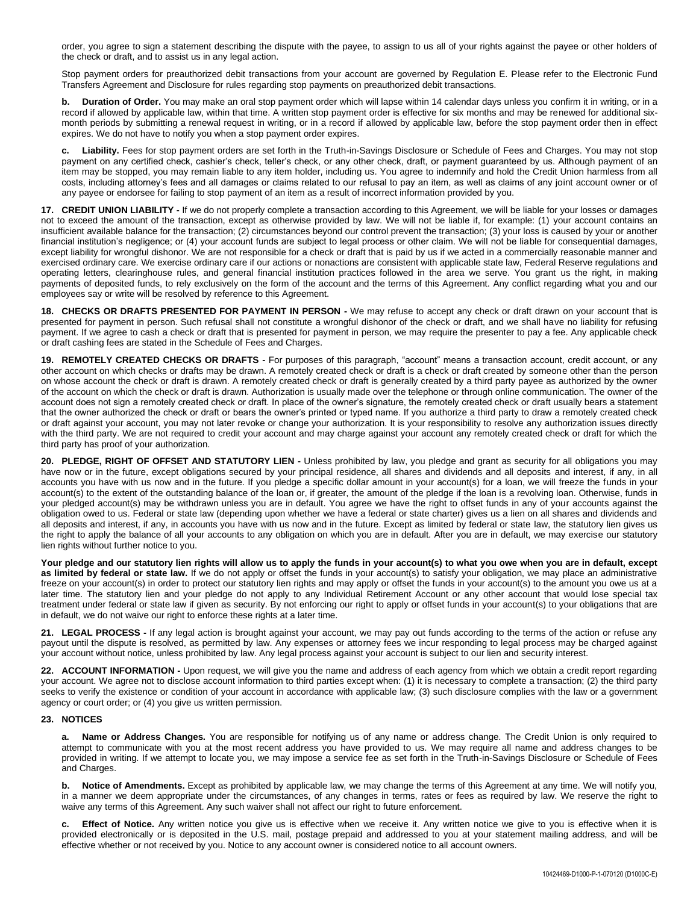order, you agree to sign a statement describing the dispute with the payee, to assign to us all of your rights against the payee or other holders of the check or draft, and to assist us in any legal action.

Stop payment orders for preauthorized debit transactions from your account are governed by Regulation E. Please refer to the Electronic Fund Transfers Agreement and Disclosure for rules regarding stop payments on preauthorized debit transactions.

**b. Duration of Order.** You may make an oral stop payment order which will lapse within 14 calendar days unless you confirm it in writing, or in a record if allowed by applicable law, within that time. A written stop payment order is effective for six months and may be renewed for additional six-month periods by submitting a renewal request in writing, or in a record if allowed by applicable law, before the stop payment order then in effect expires. We do not have to notify you when a stop payment order expires.

**c. Liability.** Fees for stop payment orders are set forth in the Truth-in-Savings Disclosure or Schedule of Fees and Charges. You may not stop payment on any certified check, cashier's check, teller's check, or any other check, draft, or payment guaranteed by us. Although payment of an item may be stopped, you may remain liable to any item holder, including us. You agree to indemnify and hold the Credit Union harmless from all costs, including attorney's fees and all damages or claims related to our refusal to pay an item, as well as claims of any joint account owner or of any payee or endorsee for failing to stop payment of an item as a result of incorrect information provided by you.

**17. CREDIT UNION LIABILITY -** If we do not properly complete a transaction according to this Agreement, we will be liable for your losses or damages not to exceed the amount of the transaction, except as otherwise provided by law. We will not be liable if, for example: (1) your account contains an insufficient available balance for the transaction; (2) circumstances beyond our control prevent the transaction; (3) your loss is caused by your or another financial institution's negligence; or (4) your account funds are subject to legal process or other claim. We will not be liable for consequential damages, except liability for wrongful dishonor. We are not responsible for a check or draft that is paid by us if we acted in a commercially reasonable manner and exercised ordinary care. We exercise ordinary care if our actions or nonactions are consistent with applicable state law, Federal Reserve regulations and operating letters, clearinghouse rules, and general financial institution practices followed in the area we serve. You grant us the right, in making payments of deposited funds, to rely exclusively on the form of the account and the terms of this Agreement. Any conflict regarding what you and our employees say or write will be resolved by reference to this Agreement.

**18. CHECKS OR DRAFTS PRESENTED FOR PAYMENT IN PERSON -** We may refuse to accept any check or draft drawn on your account that is presented for payment in person. Such refusal shall not constitute a wrongful dishonor of the check or draft, and we shall have no liability for refusing payment. If we agree to cash a check or draft that is presented for payment in person, we may require the presenter to pay a fee. Any applicable check or draft cashing fees are stated in the Schedule of Fees and Charges.

**19. REMOTELY CREATED CHECKS OR DRAFTS -** For purposes of this paragraph, "account" means a transaction account, credit account, or any other account on which checks or drafts may be drawn. A remotely created check or draft is a check or draft created by someone other than the person on whose account the check or draft is drawn. A remotely created check or draft is generally created by a third party payee as authorized by the owner of the account on which the check or draft is drawn. Authorization is usually made over the telephone or through online communication. The owner of the account does not sign a remotely created check or draft. In place of the owner's signature, the remotely created check or draft usually bears a statement that the owner authorized the check or draft or bears the owner's printed or typed name. If you authorize a third party to draw a remotely created check or draft against your account, you may not later revoke or change your authorization. It is your responsibility to resolve any authorization issues directly with the third party. We are not required to credit your account and may charge against your account any remotely created check or draft for which the third party has proof of your authorization.

**20. PLEDGE, RIGHT OF OFFSET AND STATUTORY LIEN -** Unless prohibited by law, you pledge and grant as security for all obligations you may have now or in the future, except obligations secured by your principal residence, all shares and dividends and all deposits and interest, if any, in all accounts you have with us now and in the future. If you pledge a specific dollar amount in your account(s) for a loan, we will freeze the funds in your account(s) to the extent of the outstanding balance of the loan or, if greater, the amount of the pledge if the loan is a revolving loan. Otherwise, funds in your pledged account(s) may be withdrawn unless you are in default. You agree we have the right to offset funds in any of your accounts against the obligation owed to us. Federal or state law (depending upon whether we have a federal or state charter) gives us a lien on all shares and dividends and all deposits and interest, if any, in accounts you have with us now and in the future. Except as limited by federal or state law, the statutory lien gives us the right to apply the balance of all your accounts to any obligation on which you are in default. After you are in default, we may exercise our statutory lien rights without further notice to you.

**Your pledge and our statutory lien rights will allow us to apply the funds in your account(s) to what you owe when you are in default, except as limited by federal or state law.** If we do not apply or offset the funds in your account(s) to satisfy your obligation, we may place an administrative freeze on your account(s) in order to protect our statutory lien rights and may apply or offset the funds in your account(s) to the amount you owe us at a later time. The statutory lien and your pledge do not apply to any Individual Retirement Account or any other account that would lose special tax treatment under federal or state law if given as security. By not enforcing our right to apply or offset funds in your account(s) to your obligations that are in default, we do not waive our right to enforce these rights at a later time.

**21. LEGAL PROCESS -** If any legal action is brought against your account, we may pay out funds according to the terms of the action or refuse any payout until the dispute is resolved, as permitted by law. Any expenses or attorney fees we incur responding to legal process may be charged against your account without notice, unless prohibited by law. Any legal process against your account is subject to our lien and security interest.

**22. ACCOUNT INFORMATION -** Upon request, we will give you the name and address of each agency from which we obtain a credit report regarding your account. We agree not to disclose account information to third parties except when: (1) it is necessary to complete a transaction; (2) the third party seeks to verify the existence or condition of your account in accordance with applicable law; (3) such disclosure complies with the law or a government agency or court order; or (4) you give us written permission.

**23. NOTICES**

**a. Name or Address Changes.** You are responsible for notifying us of any name or address change. The Credit Union is only required to attempt to communicate with you at the most recent address you have provided to us. We may require all name and address changes to be provided in writing. If we attempt to locate you, we may impose a service fee as set forth in the Truth-in-Savings Disclosure or Schedule of Fees and Charges.

**b. Notice of Amendments.** Except as prohibited by applicable law, we may change the terms of this Agreement at any time. We will notify you, in a manner we deem appropriate under the circumstances, of any changes in terms, rates or fees as required by law. We reserve the right to waive any terms of this Agreement. Any such waiver shall not affect our right to future enforcement.

**c. Effect of Notice.** Any written notice you give us is effective when we receive it. Any written notice we give to you is effective when it is provided electronically or is deposited in the U.S. mail, postage prepaid and addressed to you at your statement mailing address, and will be effective whether or not received by you. Notice to any account owner is considered notice to all account owners.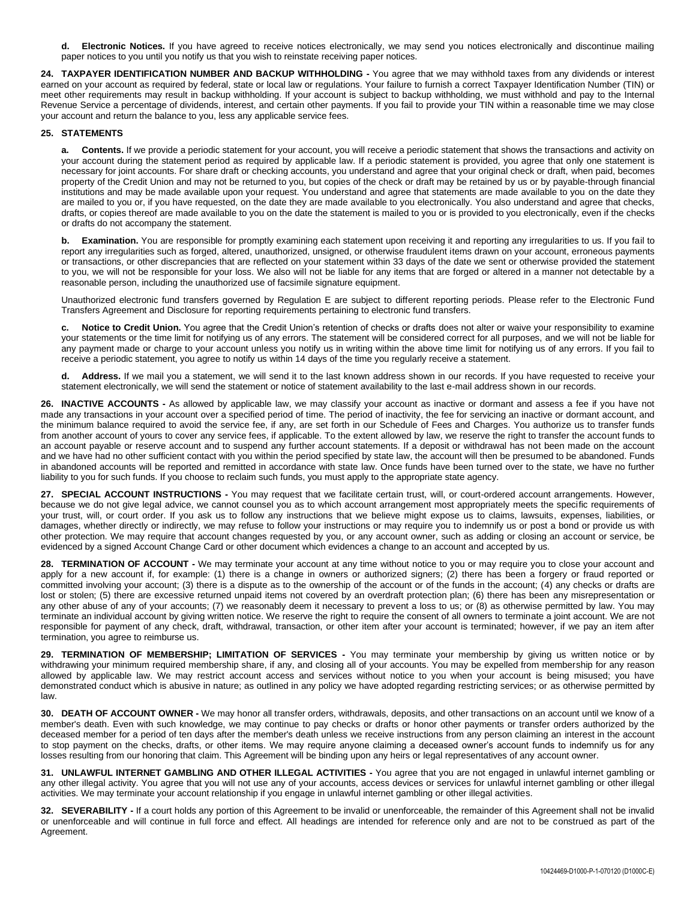**d. Electronic Notices.** If you have agreed to receive notices electronically, we may send you notices electronically and discontinue mailing paper notices to you until you notify us that you wish to reinstate receiving paper notices.

**24. TAXPAYER IDENTIFICATION NUMBER AND BACKUP WITHHOLDING -** You agree that we may withhold taxes from any dividends or interest earned on your account as required by federal, state or local law or regulations. Your failure to furnish a correct Taxpayer Identification Number (TIN) or meet other requirements may result in backup withholding. If your account is subject to backup withholding, we must withhold and pay to the Internal Revenue Service a percentage of dividends, interest, and certain other payments. If you fail to provide your TIN within a reasonable time we may close your account and return the balance to you, less any applicable service fees.

**25. STATEMENTS**

**a. Contents.** If we provide a periodic statement for your account, you will receive a periodic statement that shows the transactions and activity on your account during the statement period as required by applicable law. If a periodic statement is provided, you agree that only one statement is necessary for joint accounts. For share draft or checking accounts, you understand and agree that your original check or draft, when paid, becomes property of the Credit Union and may not be returned to you, but copies of the check or draft may be retained by us or by payable-through financial institutions and may be made available upon your request. You understand and agree that statements are made available to you on the date they are mailed to you or, if you have requested, on the date they are made available to you electronically. You also understand and agree that checks, drafts, or copies thereof are made available to you on the date the statement is mailed to you or is provided to you electronically, even if the checks or drafts do not accompany the statement.

**b. Examination.** You are responsible for promptly examining each statement upon receiving it and reporting any irregularities to us. If you fail to report any irregularities such as forged, altered, unauthorized, unsigned, or otherwise fraudulent items drawn on your account, erroneous payments or transactions, or other discrepancies that are reflected on your statement within 33 days of the date we sent or otherwise provided the statement to you, we will not be responsible for your loss. We also will not be liable for any items that are forged or altered in a manner not detectable by a reasonable person, including the unauthorized use of facsimile signature equipment.

Unauthorized electronic fund transfers governed by Regulation E are subject to different reporting periods. Please refer to the Electronic Fund Transfers Agreement and Disclosure for reporting requirements pertaining to electronic fund transfers.

**c. Notice to Credit Union.** You agree that the Credit Union's retention of checks or drafts does not alter or waive your responsibility to examine your statements or the time limit for notifying us of any errors. The statement will be considered correct for all purposes, and we will not be liable for any payment made or charge to your account unless you notify us in writing within the above time limit for notifying us of any errors. If you fail to receive a periodic statement, you agree to notify us within 14 days of the time you regularly receive a statement.

**d. Address.** If we mail you a statement, we will send it to the last known address shown in our records. If you have requested to receive your statement electronically, we will send the statement or notice of statement availability to the last e-mail address shown in our records.

**26. INACTIVE ACCOUNTS -** As allowed by applicable law, we may classify your account as inactive or dormant and assess a fee if you have not made any transactions in your account over a specified period of time. The period of inactivity, the fee for servicing an inactive or dormant account, and the minimum balance required to avoid the service fee, if any, are set forth in our Schedule of Fees and Charges. You authorize us to transfer funds from another account of yours to cover any service fees, if applicable. To the extent allowed by law, we reserve the right to transfer the account funds to an account payable or reserve account and to suspend any further account statements. If a deposit or withdrawal has not been made on the account and we have had no other sufficient contact with you within the period specified by state law, the account will then be presumed to be abandoned. Funds in abandoned accounts will be reported and remitted in accordance with state law. Once funds have been turned over to the state, we have no further liability to you for such funds. If you choose to reclaim such funds, you must apply to the appropriate state agency.

**27. SPECIAL ACCOUNT INSTRUCTIONS -** You may request that we facilitate certain trust, will, or court-ordered account arrangements. However, because we do not give legal advice, we cannot counsel you as to which account arrangement most appropriately meets the specific requirements of your trust, will, or court order. If you ask us to follow any instructions that we believe might expose us to claims, lawsuits, expenses, liabilities, or damages, whether directly or indirectly, we may refuse to follow your instructions or may require you to indemnify us or post a bond or provide us with other protection. We may require that account changes requested by you, or any account owner, such as adding or closing an account or service, be evidenced by a signed Account Change Card or other document which evidences a change to an account and accepted by us.

**28. TERMINATION OF ACCOUNT -** We may terminate your account at any time without notice to you or may require you to close your account and apply for a new account if, for example: (1) there is a change in owners or authorized signers; (2) there has been a forgery or fraud reported or committed involving your account; (3) there is a dispute as to the ownership of the account or of the funds in the account; (4) any checks or drafts are lost or stolen; (5) there are excessive returned unpaid items not covered by an overdraft protection plan; (6) there has been any misrepresentation or any other abuse of any of your accounts; (7) we reasonably deem it necessary to prevent a loss to us; or (8) as otherwise permitted by law. You may terminate an individual account by giving written notice. We reserve the right to require the consent of all owners to terminate a joint account. We are not responsible for payment of any check, draft, withdrawal, transaction, or other item after your account is terminated; however, if we pay an item after termination, you agree to reimburse us.

**29. TERMINATION OF MEMBERSHIP; LIMITATION OF SERVICES -** You may terminate your membership by giving us written notice or by withdrawing your minimum required membership share, if any, and closing all of your accounts. You may be expelled from membership for any reason allowed by applicable law. We may restrict account access and services without notice to you when your account is being misused; you have demonstrated conduct which is abusive in nature; as outlined in any policy we have adopted regarding restricting services; or as otherwise permitted by law.

**30. DEATH OF ACCOUNT OWNER -** We may honor all transfer orders, withdrawals, deposits, and other transactions on an account until we know of a member's death. Even with such knowledge, we may continue to pay checks or drafts or honor other payments or transfer orders authorized by the deceased member for a period of ten days after the member's death unless we receive instructions from any person claiming an interest in the account to stop payment on the checks, drafts, or other items. We may require anyone claiming a deceased owner's account funds to indemnify us for any losses resulting from our honoring that claim. This Agreement will be binding upon any heirs or legal representatives of any account owner.

**31. UNLAWFUL INTERNET GAMBLING AND OTHER ILLEGAL ACTIVITIES -** You agree that you are not engaged in unlawful internet gambling or any other illegal activity. You agree that you will not use any of your accounts, access devices or services for unlawful internet gambling or other illegal activities. We may terminate your account relationship if you engage in unlawful internet gambling or other illegal activities.

**32. SEVERABILITY -** If a court holds any portion of this Agreement to be invalid or unenforceable, the remainder of this Agreement shall not be invalid or unenforceable and will continue in full force and effect. All headings are intended for reference only and are not to be construed as part of the Agreement.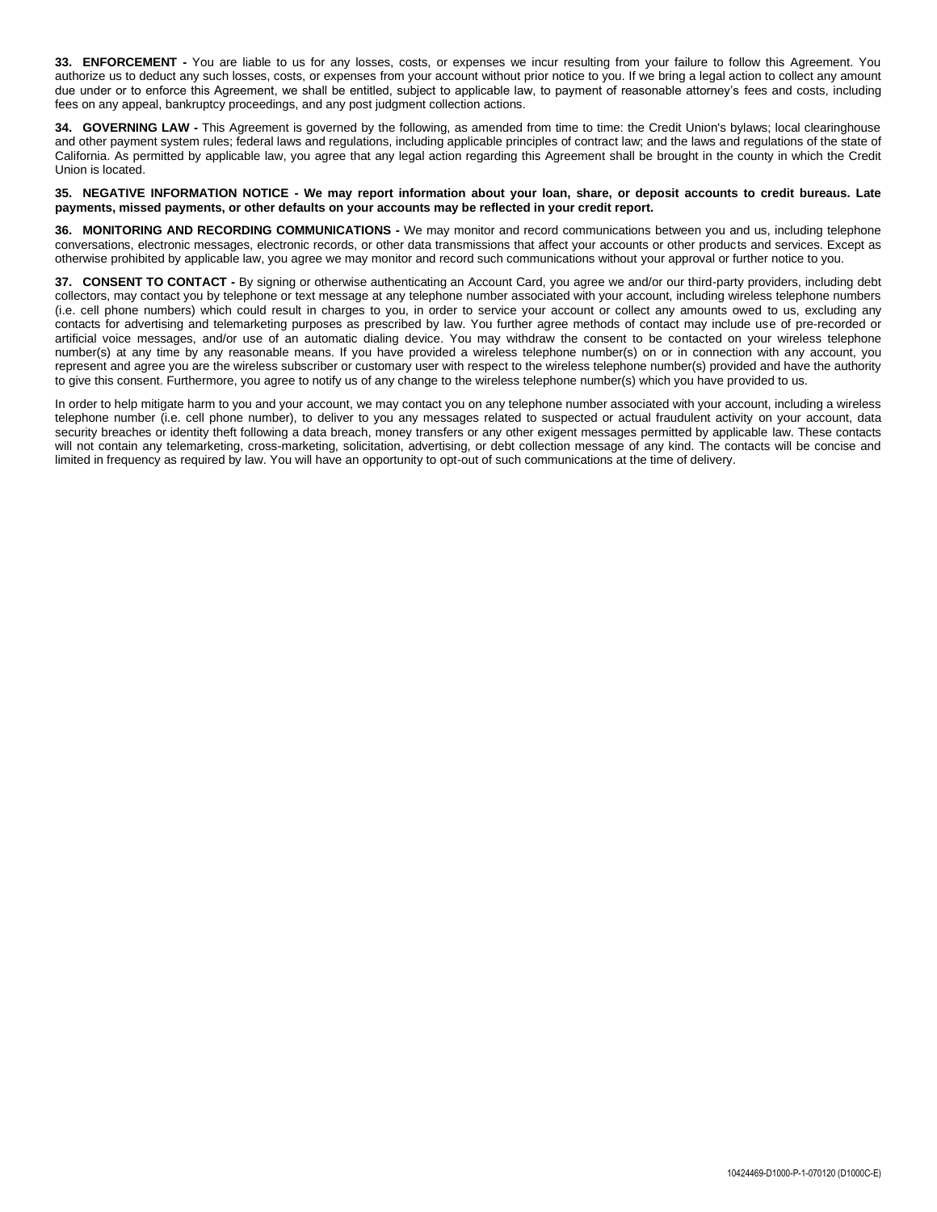**33. ENFORCEMENT -** You are liable to us for any losses, costs, or expenses we incur resulting from your failure to follow this Agreement. You authorize us to deduct any such losses, costs, or expenses from your account without prior notice to you. If we bring a legal action to collect any amount due under or to enforce this Agreement, we shall be entitled, subject to applicable law, to payment of reasonable attorney's fees and costs, including fees on any appeal, bankruptcy proceedings, and any post judgment collection actions.

**34. GOVERNING LAW -** This Agreement is governed by the following, as amended from time to time: the Credit Union's bylaws; local clearinghouse and other payment system rules; federal laws and regulations, including applicable principles of contract law; and the laws and regulations of the state of California. As permitted by applicable law, you agree that any legal action regarding this Agreement shall be brought in the county in which the Credit Union is located.

**35. NEGATIVE INFORMATION NOTICE - We may report information about your loan, share, or deposit accounts to credit bureaus. Late payments, missed payments, or other defaults on your accounts may be reflected in your credit report.**

**36. MONITORING AND RECORDING COMMUNICATIONS -** We may monitor and record communications between you and us, including telephone conversations, electronic messages, electronic records, or other data transmissions that affect your accounts or other products and services. Except as otherwise prohibited by applicable law, you agree we may monitor and record such communications without your approval or further notice to you.

**37. CONSENT TO CONTACT -** By signing or otherwise authenticating an Account Card, you agree we and/or our third-party providers, including debt collectors, may contact you by telephone or text message at any telephone number associated with your account, including wireless telephone numbers (i.e. cell phone numbers) which could result in charges to you, in order to service your account or collect any amounts owed to us, excluding any contacts for advertising and telemarketing purposes as prescribed by law. You further agree methods of contact may include use of pre-recorded or artificial voice messages, and/or use of an automatic dialing device. You may withdraw the consent to be contacted on your wireless telephone number(s) at any time by any reasonable means. If you have provided a wireless telephone number(s) on or in connection with any account, you represent and agree you are the wireless subscriber or customary user with respect to the wireless telephone number(s) provided and have the authority to give this consent. Furthermore, you agree to notify us of any change to the wireless telephone number(s) which you have provided to us.

In order to help mitigate harm to you and your account, we may contact you on any telephone number associated with your account, including a wireless telephone number (i.e. cell phone number), to deliver to you any messages related to suspected or actual fraudulent activity on your account, data security breaches or identity theft following a data breach, money transfers or any other exigent messages permitted by applicable law. These contacts will not contain any telemarketing, cross-marketing, solicitation, advertising, or debt collection message of any kind. The contacts will be concise and limited in frequency as required by law. You will have an opportunity to opt-out of such communications at the time of delivery.

10424469-D1000-P-1-070120 (D1000C-E)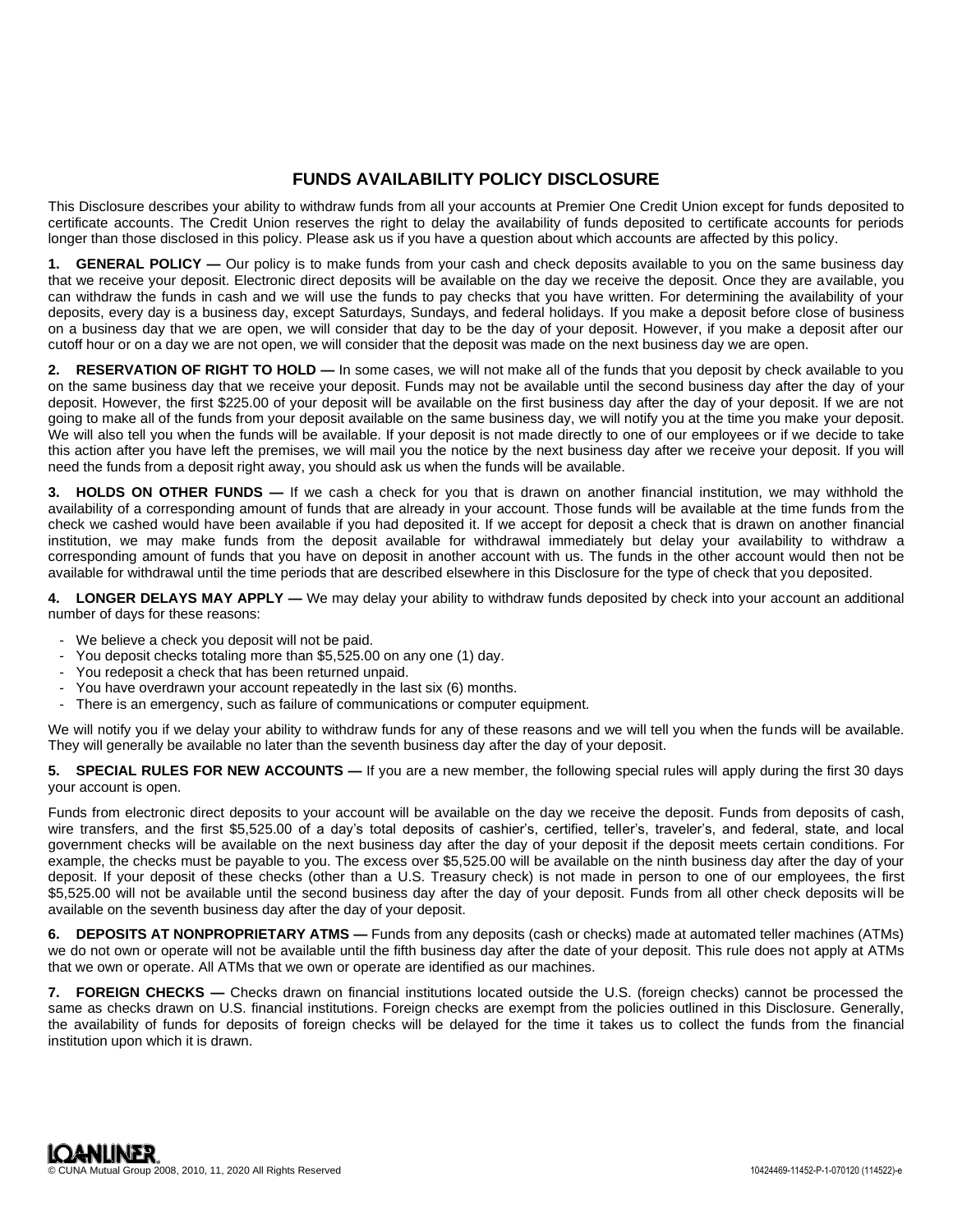# FUNDS AVAILABILITY POLICY DISCLOSURE

This Disclosure describes your ability to withdraw funds from all your accounts at Premier One Credit Union except for funds deposited to certificate accounts. The Credit Union reserves the right to delay the availability of funds deposited to certificate accounts for periods longer than those disclosed in this policy. Please ask us if you have a question about which accounts are affected by this policy.

**1. GENERAL POLICY —** Our policy is to make funds from your cash and check deposits available to you on the same business day that we receive your deposit. Electronic direct deposits will be available on the day we receive the deposit. Once they are available, you can withdraw the funds in cash and we will use the funds to pay checks that you have written. For determining the availability of your deposits, every day is a business day, except Saturdays, Sundays, and federal holidays. If you make a deposit before close of business on a business day that we are open, we will consider that day to be the day of your deposit. However, if you make a deposit after our cutoff hour or on a day we are not open, we will consider that the deposit was made on the next business day we are open.

**2. RESERVATION OF RIGHT TO HOLD —** In some cases, we will not make all of the funds that you deposit by check available to you on the same business day that we receive your deposit. Funds may not be available until the second business day after the day of your deposit. However, the first $225.00 of your deposit will be available on the first business day after the day of your deposit. If we are not going to make all of the funds from your deposit available on the same business day, we will notify you at the time you make your deposit. We will also tell you when the funds will be available. If your deposit is not made directly to one of our employees or if we decide to take this action after you have left the premises, we will mail you the notice by the next business day after we receive your deposit. If you will need the funds from a deposit right away, you should ask us when the funds will be available.

**3. HOLDS ON OTHER FUNDS —** If we cash a check for you that is drawn on another financial institution, we may withhold the availability of a corresponding amount of funds that are already in your account. Those funds will be available at the time funds from the check we cashed would have been available if you had deposited it. If we accept for deposit a check that is drawn on another financial institution, we may make funds from the deposit available for withdrawal immediately but delay your availability to withdraw a corresponding amount of funds that you have on deposit in another account with us. The funds in the other account would then not be available for withdrawal until the time periods that are described elsewhere in this Disclosure for the type of check that you deposited.

**4. LONGER DELAYS MAY APPLY —** We may delay your ability to withdraw funds deposited by check into your account an additional number of days for these reasons:

- We believe a check you deposit will not be paid.
- You deposit checks totaling more than $5,525.00 on any one (1) day.
- You redeposit a check that has been returned unpaid.
- You have overdrawn your account repeatedly in the last six (6) months.
- There is an emergency, such as failure of communications or computer equipment.

We will notify you if we delay your ability to withdraw funds for any of these reasons and we will tell you when the funds will be available. They will generally be available no later than the seventh business day after the day of your deposit.

**5. SPECIAL RULES FOR NEW ACCOUNTS —** If you are a new member, the following special rules will apply during the first 30 days your account is open.

Funds from electronic direct deposits to your account will be available on the day we receive the deposit. Funds from deposits of cash, wire transfers, and the first $5,525.00 of a day's total deposits of cashier's, certified, teller's, traveler's, and federal, state, and local government checks will be available on the next business day after the day of your deposit if the deposit meets certain conditions. For example, the checks must be payable to you. The excess over $5,525.00 will be available on the ninth business day after the day of your deposit. If your deposit of these checks (other than a U.S. Treasury check) is not made in person to one of our employees, the first $5,525.00 will not be available until the second business day after the day of your deposit. Funds from all other check deposits will be available on the seventh business day after the day of your deposit.

**6. DEPOSITS AT NONPROPRIETARY ATMS —** Funds from any deposits (cash or checks) made at automated teller machines (ATMs) we do not own or operate will not be available until the fifth business day after the date of your deposit. This rule does not apply at ATMs that we own or operate. All ATMs that we own or operate are identified as our machines.

**7. FOREIGN CHECKS —** Checks drawn on financial institutions located outside the U.S. (foreign checks) cannot be processed the same as checks drawn on U.S. financial institutions. Foreign checks are exempt from the policies outlined in this Disclosure. Generally, the availability of funds for deposits of foreign checks will be delayed for the time it takes us to collect the funds from the financial institution upon which it is drawn.

LOANLINER®
© CUNA Mutual Group 2008, 2010, 11, 2020 All Rights Reserved 10424469-11452-P-1-070120 (114522)-e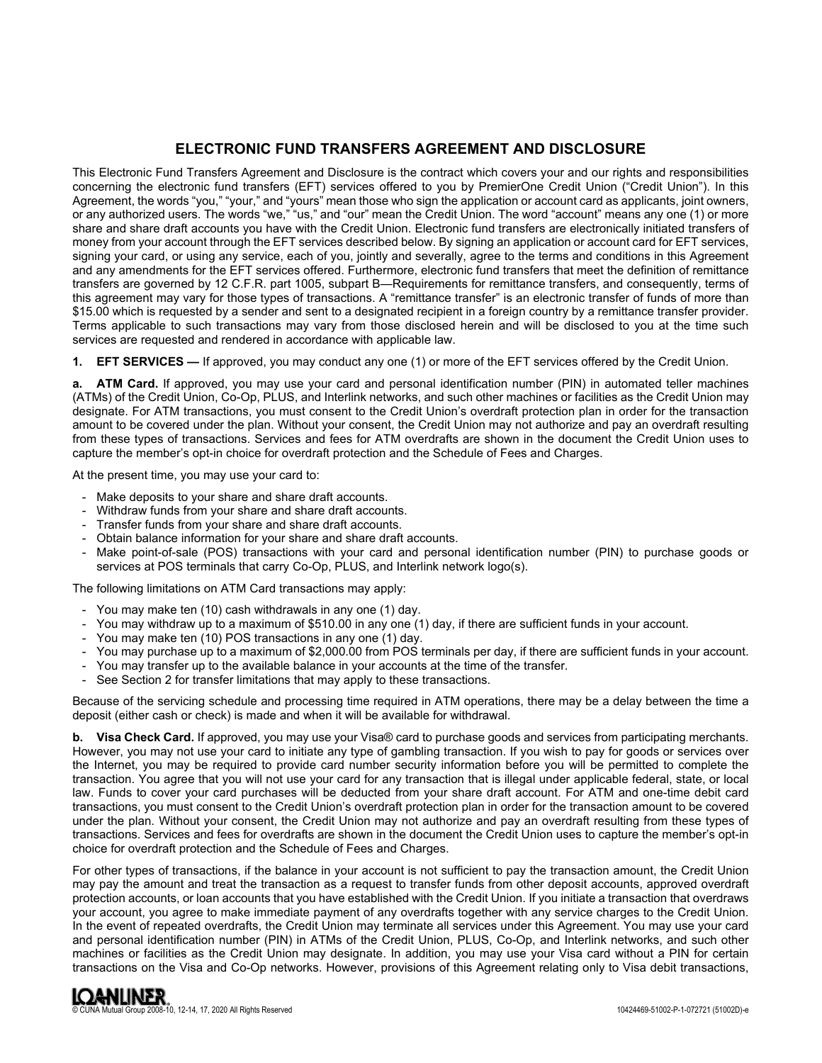## ELECTRONIC FUND TRANSFERS AGREEMENT AND DISCLOSURE

This Electronic Fund Transfers Agreement and Disclosure is the contract which covers your and our rights and responsibilities concerning the electronic fund transfers (EFT) services offered to you by PremierOne Credit Union ("Credit Union"). In this Agreement, the words "you," "your," and "yours" mean those who sign the application or account card as applicants, joint owners, or any authorized users. The words "we," "us," and "our" mean the Credit Union. The word "account" means any one (1) or more share and share draft accounts you have with the Credit Union. Electronic fund transfers are electronically initiated transfers of money from your account through the EFT services described below. By signing an application or account card for EFT services, signing your card, or using any service, each of you, jointly and severally, agree to the terms and conditions in this Agreement and any amendments for the EFT services offered. Furthermore, electronic fund transfers that meet the definition of remittance transfers are governed by 12 C.F.R. part 1005, subpart B—Requirements for remittance transfers, and consequently, terms of this agreement may vary for those types of transactions. A "remittance transfer" is an electronic transfer of funds of more than $15.00 which is requested by a sender and sent to a designated recipient in a foreign country by a remittance transfer provider. Terms applicable to such transactions may vary from those disclosed herein and will be disclosed to you at the time such services are requested and rendered in accordance with applicable law.

**1. EFT SERVICES —** If approved, you may conduct any one (1) or more of the EFT services offered by the Credit Union.

**a. ATM Card.** If approved, you may use your card and personal identification number (PIN) in automated teller machines (ATMs) of the Credit Union, Co-Op, PLUS, and Interlink networks, and such other machines or facilities as the Credit Union may designate. For ATM transactions, you must consent to the Credit Union's overdraft protection plan in order for the transaction amount to be covered under the plan. Without your consent, the Credit Union may not authorize and pay an overdraft resulting from these types of transactions. Services and fees for ATM overdrafts are shown in the document the Credit Union uses to capture the member's opt-in choice for overdraft protection and the Schedule of Fees and Charges.

At the present time, you may use your card to:

- Make deposits to your share and share draft accounts.
- Withdraw funds from your share and share draft accounts.
- Transfer funds from your share and share draft accounts.
- Obtain balance information for your share and share draft accounts.
- Make point-of-sale (POS) transactions with your card and personal identification number (PIN) to purchase goods or services at POS terminals that carry Co-Op, PLUS, and Interlink network logo(s).

The following limitations on ATM Card transactions may apply:

- You may make ten (10) cash withdrawals in any one (1) day.
- You may withdraw up to a maximum of $510.00 in any one (1) day, if there are sufficient funds in your account.
- You may make ten (10) POS transactions in any one (1) day.
- You may purchase up to a maximum of $2,000.00 from POS terminals per day, if there are sufficient funds in your account.
- You may transfer up to the available balance in your accounts at the time of the transfer.
- See Section 2 for transfer limitations that may apply to these transactions.

Because of the servicing schedule and processing time required in ATM operations, there may be a delay between the time a deposit (either cash or check) is made and when it will be available for withdrawal.

**b. Visa Check Card.** If approved, you may use your Visa® card to purchase goods and services from participating merchants. However, you may not use your card to initiate any type of gambling transaction. If you wish to pay for goods or services over the Internet, you may be required to provide card number security information before you will be permitted to complete the transaction. You agree that you will not use your card for any transaction that is illegal under applicable federal, state, or local law. Funds to cover your card purchases will be deducted from your share draft account. For ATM and one-time debit card transactions, you must consent to the Credit Union's overdraft protection plan in order for the transaction amount to be covered under the plan. Without your consent, the Credit Union may not authorize and pay an overdraft resulting from these types of transactions. Services and fees for overdrafts are shown in the document the Credit Union uses to capture the member's opt-in choice for overdraft protection and the Schedule of Fees and Charges.

For other types of transactions, if the balance in your account is not sufficient to pay the transaction amount, the Credit Union may pay the amount and treat the transaction as a request to transfer funds from other deposit accounts, approved overdraft protection accounts, or loan accounts that you have established with the Credit Union. If you initiate a transaction that overdraws your account, you agree to make immediate payment of any overdrafts together with any service charges to the Credit Union. In the event of repeated overdrafts, the Credit Union may terminate all services under this Agreement. You may use your card and personal identification number (PIN) in ATMs of the Credit Union, PLUS, Co-Op, and Interlink networks, and such other machines or facilities as the Credit Union may designate. In addition, you may use your Visa card without a PIN for certain transactions on the Visa and Co-Op networks. However, provisions of this Agreement relating only to Visa debit transactions,

LOANLINER
© CUNA Mutual Group 2008-10, 12-14, 17, 2020 All Rights Reserved

10424469-51002-P-1-072721 (51002D)-e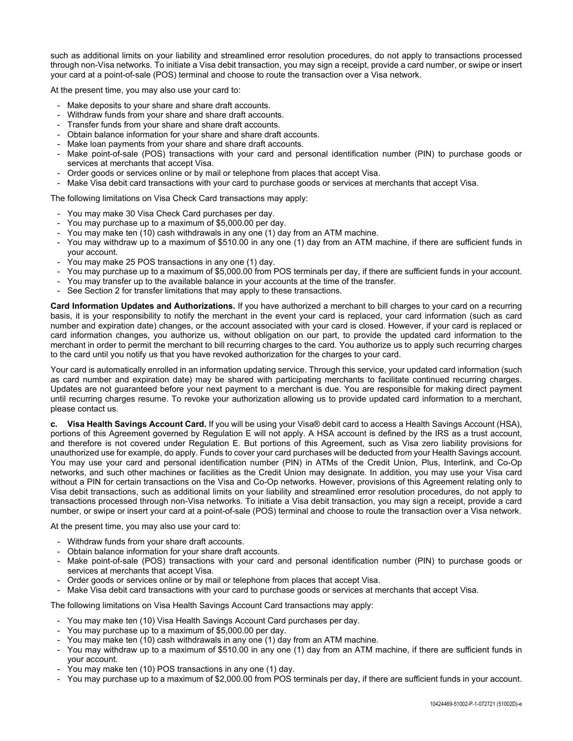such as additional limits on your liability and streamlined error resolution procedures, do not apply to transactions processed through non-Visa networks. To initiate a Visa debit transaction, you may sign a receipt, provide a card number, or swipe or insert your card at a point-of-sale (POS) terminal and choose to route the transaction over a Visa network.

At the present time, you may also use your card to:

- Make deposits to your share and share draft accounts.
- Withdraw funds from your share and share draft accounts.
- Transfer funds from your share and share draft accounts.
- Obtain balance information for your share and share draft accounts.
- Make loan payments from your share and share draft accounts.
- Make point-of-sale (POS) transactions with your card and personal identification number (PIN) to purchase goods or services at merchants that accept Visa.
- Order goods or services online or by mail or telephone from places that accept Visa.
- Make Visa debit card transactions with your card to purchase goods or services at merchants that accept Visa.

The following limitations on Visa Check Card transactions may apply:

- You may make 30 Visa Check Card purchases per day.
- You may purchase up to a maximum of $5,000.00 per day.
- You may make ten (10) cash withdrawals in any one (1) day from an ATM machine.
- You may withdraw up to a maximum of $510.00 in any one (1) day from an ATM machine, if there are sufficient funds in your account.
- You may make 25 POS transactions in any one (1) day.
- You may purchase up to a maximum of $5,000.00 from POS terminals per day, if there are sufficient funds in your account.
- You may transfer up to the available balance in your accounts at the time of the transfer.
- See Section 2 for transfer limitations that may apply to these transactions.

**Card Information Updates and Authorizations.** If you have authorized a merchant to bill charges to your card on a recurring basis, it is your responsibility to notify the merchant in the event your card is replaced, your card information (such as card number and expiration date) changes, or the account associated with your card is closed. However, if your card is replaced or card information changes, you authorize us, without obligation on our part, to provide the updated card information to the merchant in order to permit the merchant to bill recurring charges to the card. You authorize us to apply such recurring charges to the card until you notify us that you have revoked authorization for the charges to your card.

Your card is automatically enrolled in an information updating service. Through this service, your updated card information (such as card number and expiration date) may be shared with participating merchants to facilitate continued recurring charges. Updates are not guaranteed before your next payment to a merchant is due. You are responsible for making direct payment until recurring charges resume. To revoke your authorization allowing us to provide updated card information to a merchant, please contact us.

**c. Visa Health Savings Account Card.** If you will be using your Visa® debit card to access a Health Savings Account (HSA), portions of this Agreement governed by Regulation E will not apply. A HSA account is defined by the IRS as a trust account, and therefore is not covered under Regulation E. But portions of this Agreement, such as Visa zero liability provisions for unauthorized use for example, do apply. Funds to cover your card purchases will be deducted from your Health Savings account. You may use your card and personal identification number (PIN) in ATMs of the Credit Union, Plus, Interlink, and Co-Op networks, and such other machines or facilities as the Credit Union may designate. In addition, you may use your Visa card without a PIN for certain transactions on the Visa and Co-Op networks. However, provisions of this Agreement relating only to Visa debit transactions, such as additional limits on your liability and streamlined error resolution procedures, do not apply to transactions processed through non-Visa networks. To initiate a Visa debit transaction, you may sign a receipt, provide a card number, or swipe or insert your card at a point-of-sale (POS) terminal and choose to route the transaction over a Visa network.

At the present time, you may also use your card to:

- Withdraw funds from your share draft accounts.
- Obtain balance information for your share draft accounts.
- Make point-of-sale (POS) transactions with your card and personal identification number (PIN) to purchase goods or services at merchants that accept Visa.
- Order goods or services online or by mail or telephone from places that accept Visa.
- Make Visa debit card transactions with your card to purchase goods or services at merchants that accept Visa.

The following limitations on Visa Health Savings Account Card transactions may apply:

- You may make ten (10) Visa Health Savings Account Card purchases per day.
- You may purchase up to a maximum of $5,000.00 per day.
- You may make ten (10) cash withdrawals in any one (1) day from an ATM machine.
- You may withdraw up to a maximum of $510.00 in any one (1) day from an ATM machine, if there are sufficient funds in your account.
- You may make ten (10) POS transactions in any one (1) day.
- You may purchase up to a maximum of $2,000.00 from POS terminals per day, if there are sufficient funds in your account.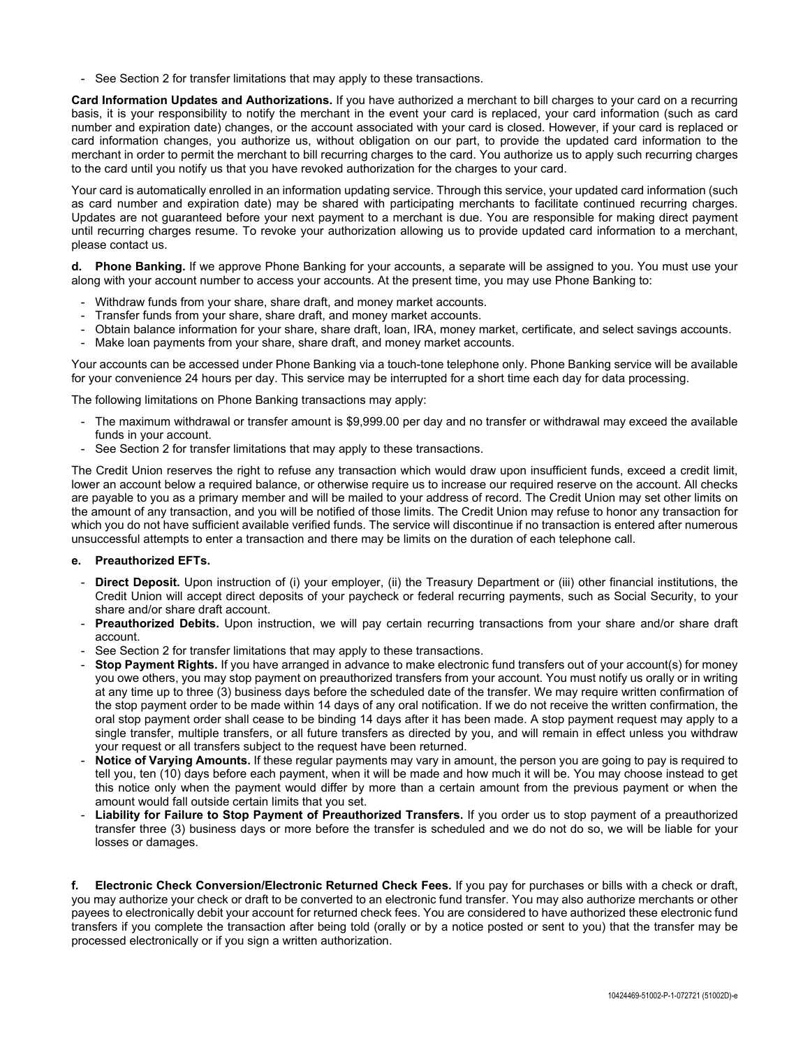- See Section 2 for transfer limitations that may apply to these transactions.

**Card Information Updates and Authorizations.** If you have authorized a merchant to bill charges to your card on a recurring basis, it is your responsibility to notify the merchant in the event your card is replaced, your card information (such as card number and expiration date) changes, or the account associated with your card is closed. However, if your card is replaced or card information changes, you authorize us, without obligation on our part, to provide the updated card information to the merchant in order to permit the merchant to bill recurring charges to the card. You authorize us to apply such recurring charges to the card until you notify us that you have revoked authorization for the charges to your card.

Your card is automatically enrolled in an information updating service. Through this service, your updated card information (such as card number and expiration date) may be shared with participating merchants to facilitate continued recurring charges. Updates are not guaranteed before your next payment to a merchant is due. You are responsible for making direct payment until recurring charges resume. To revoke your authorization allowing us to provide updated card information to a merchant, please contact us.

**d. Phone Banking.** If we approve Phone Banking for your accounts, a separate will be assigned to you. You must use your along with your account number to access your accounts. At the present time, you may use Phone Banking to:

- Withdraw funds from your share, share draft, and money market accounts.
- Transfer funds from your share, share draft, and money market accounts.
- Obtain balance information for your share, share draft, loan, IRA, money market, certificate, and select savings accounts.
- Make loan payments from your share, share draft, and money market accounts.

Your accounts can be accessed under Phone Banking via a touch-tone telephone only. Phone Banking service will be available for your convenience 24 hours per day. This service may be interrupted for a short time each day for data processing.

The following limitations on Phone Banking transactions may apply:

- The maximum withdrawal or transfer amount is $9,999.00 per day and no transfer or withdrawal may exceed the available funds in your account.
- See Section 2 for transfer limitations that may apply to these transactions.

The Credit Union reserves the right to refuse any transaction which would draw upon insufficient funds, exceed a credit limit, lower an account below a required balance, or otherwise require us to increase our required reserve on the account. All checks are payable to you as a primary member and will be mailed to your address of record. The Credit Union may set other limits on the amount of any transaction, and you will be notified of those limits. The Credit Union may refuse to honor any transaction for which you do not have sufficient available verified funds. The service will discontinue if no transaction is entered after numerous unsuccessful attempts to enter a transaction and there may be limits on the duration of each telephone call.

**e. Preauthorized EFTs.**

- **Direct Deposit.** Upon instruction of (i) your employer, (ii) the Treasury Department or (iii) other financial institutions, the Credit Union will accept direct deposits of your paycheck or federal recurring payments, such as Social Security, to your share and/or share draft account.
- **Preauthorized Debits.** Upon instruction, we will pay certain recurring transactions from your share and/or share draft account.
- See Section 2 for transfer limitations that may apply to these transactions.
- **Stop Payment Rights.** If you have arranged in advance to make electronic fund transfers out of your account(s) for money you owe others, you may stop payment on preauthorized transfers from your account. You must notify us orally or in writing at any time up to three (3) business days before the scheduled date of the transfer. We may require written confirmation of the stop payment order to be made within 14 days of any oral notification. If we do not receive the written confirmation, the oral stop payment order shall cease to be binding 14 days after it has been made. A stop payment request may apply to a single transfer, multiple transfers, or all future transfers as directed by you, and will remain in effect unless you withdraw your request or all transfers subject to the request have been returned.
- **Notice of Varying Amounts.** If these regular payments may vary in amount, the person you are going to pay is required to tell you, ten (10) days before each payment, when it will be made and how much it will be. You may choose instead to get this notice only when the payment would differ by more than a certain amount from the previous payment or when the amount would fall outside certain limits that you set.
- **Liability for Failure to Stop Payment of Preauthorized Transfers.** If you order us to stop payment of a preauthorized transfer three (3) business days or more before the transfer is scheduled and we do not do so, we will be liable for your losses or damages.

**f. Electronic Check Conversion/Electronic Returned Check Fees.** If you pay for purchases or bills with a check or draft, you may authorize your check or draft to be converted to an electronic fund transfer. You may also authorize merchants or other payees to electronically debit your account for returned check fees. You are considered to have authorized these electronic fund transfers if you complete the transaction after being told (orally or by a notice posted or sent to you) that the transfer may be processed electronically or if you sign a written authorization.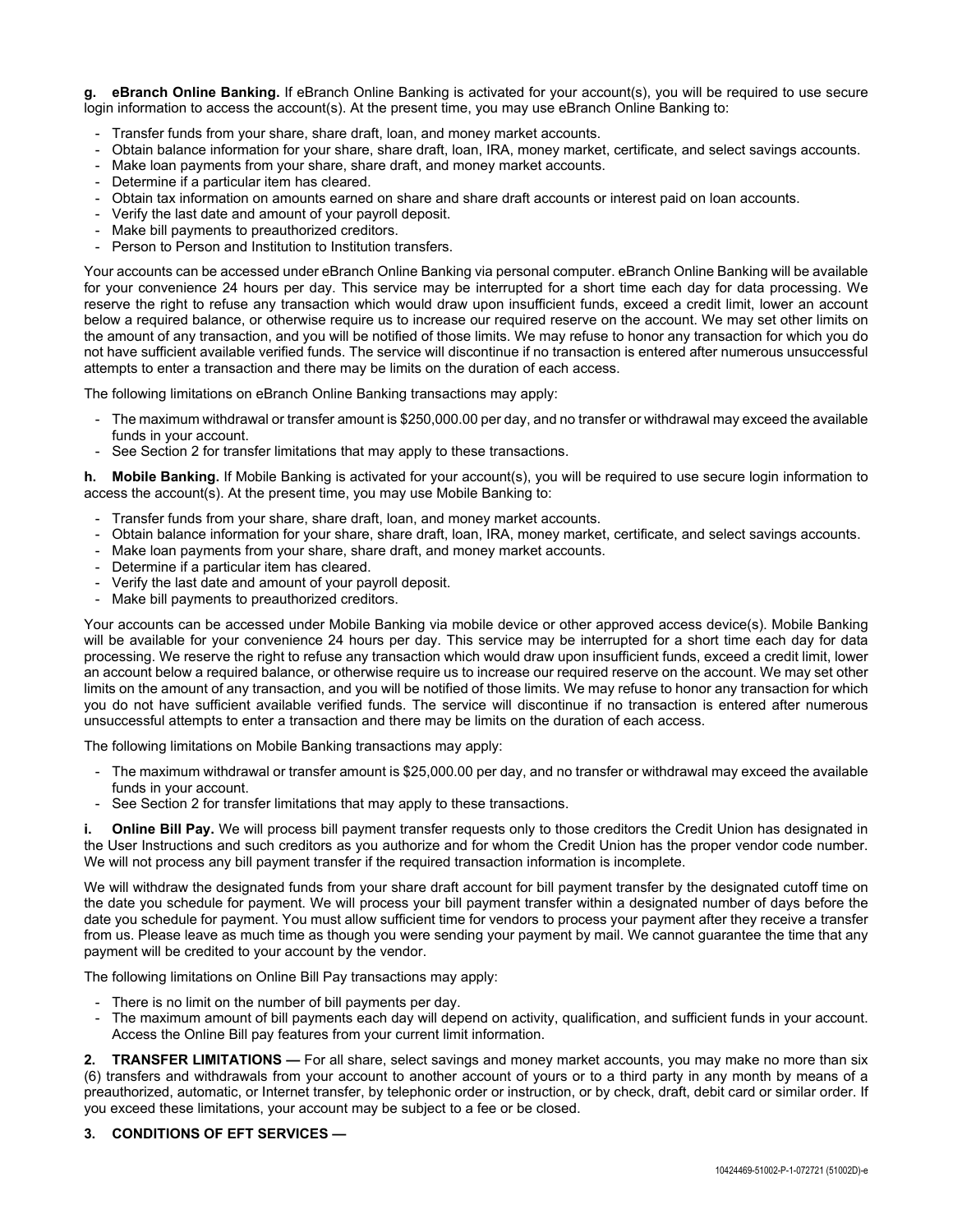**g. eBranch Online Banking.** If eBranch Online Banking is activated for your account(s), you will be required to use secure login information to access the account(s). At the present time, you may use eBranch Online Banking to:

- Transfer funds from your share, share draft, loan, and money market accounts.
- Obtain balance information for your share, share draft, loan, IRA, money market, certificate, and select savings accounts.
- Make loan payments from your share, share draft, and money market accounts.
- Determine if a particular item has cleared.
- Obtain tax information on amounts earned on share and share draft accounts or interest paid on loan accounts.
- Verify the last date and amount of your payroll deposit.
- Make bill payments to preauthorized creditors.
- Person to Person and Institution to Institution transfers.

Your accounts can be accessed under eBranch Online Banking via personal computer. eBranch Online Banking will be available for your convenience 24 hours per day. This service may be interrupted for a short time each day for data processing. We reserve the right to refuse any transaction which would draw upon insufficient funds, exceed a credit limit, lower an account below a required balance, or otherwise require us to increase our required reserve on the account. We may set other limits on the amount of any transaction, and you will be notified of those limits. We may refuse to honor any transaction for which you do not have sufficient available verified funds. The service will discontinue if no transaction is entered after numerous unsuccessful attempts to enter a transaction and there may be limits on the duration of each access.

The following limitations on eBranch Online Banking transactions may apply:

- The maximum withdrawal or transfer amount is $250,000.00 per day, and no transfer or withdrawal may exceed the available funds in your account.
- See Section 2 for transfer limitations that may apply to these transactions.

**h. Mobile Banking.** If Mobile Banking is activated for your account(s), you will be required to use secure login information to access the account(s). At the present time, you may use Mobile Banking to:

- Transfer funds from your share, share draft, loan, and money market accounts.
- Obtain balance information for your share, share draft, loan, IRA, money market, certificate, and select savings accounts.
- Make loan payments from your share, share draft, and money market accounts.
- Determine if a particular item has cleared.
- Verify the last date and amount of your payroll deposit.
- Make bill payments to preauthorized creditors.

Your accounts can be accessed under Mobile Banking via mobile device or other approved access device(s). Mobile Banking will be available for your convenience 24 hours per day. This service may be interrupted for a short time each day for data processing. We reserve the right to refuse any transaction which would draw upon insufficient funds, exceed a credit limit, lower an account below a required balance, or otherwise require us to increase our required reserve on the account. We may set other limits on the amount of any transaction, and you will be notified of those limits. We may refuse to honor any transaction for which you do not have sufficient available verified funds. The service will discontinue if no transaction is entered after numerous unsuccessful attempts to enter a transaction and there may be limits on the duration of each access.

The following limitations on Mobile Banking transactions may apply:

- The maximum withdrawal or transfer amount is $25,000.00 per day, and no transfer or withdrawal may exceed the available funds in your account.
- See Section 2 for transfer limitations that may apply to these transactions.

**i. Online Bill Pay.** We will process bill payment transfer requests only to those creditors the Credit Union has designated in the User Instructions and such creditors as you authorize and for whom the Credit Union has the proper vendor code number. We will not process any bill payment transfer if the required transaction information is incomplete.

We will withdraw the designated funds from your share draft account for bill payment transfer by the designated cutoff time on the date you schedule for payment. We will process your bill payment transfer within a designated number of days before the date you schedule for payment. You must allow sufficient time for vendors to process your payment after they receive a transfer from us. Please leave as much time as though you were sending your payment by mail. We cannot guarantee the time that any payment will be credited to your account by the vendor.

The following limitations on Online Bill Pay transactions may apply:

- There is no limit on the number of bill payments per day.
- The maximum amount of bill payments each day will depend on activity, qualification, and sufficient funds in your account. Access the Online Bill pay features from your current limit information.

**2. TRANSFER LIMITATIONS —** For all share, select savings and money market accounts, you may make no more than six (6) transfers and withdrawals from your account to another account of yours or to a third party in any month by means of a preauthorized, automatic, or Internet transfer, by telephonic order or instruction, or by check, draft, debit card or similar order. If you exceed these limitations, your account may be subject to a fee or be closed.

**3. CONDITIONS OF EFT SERVICES —**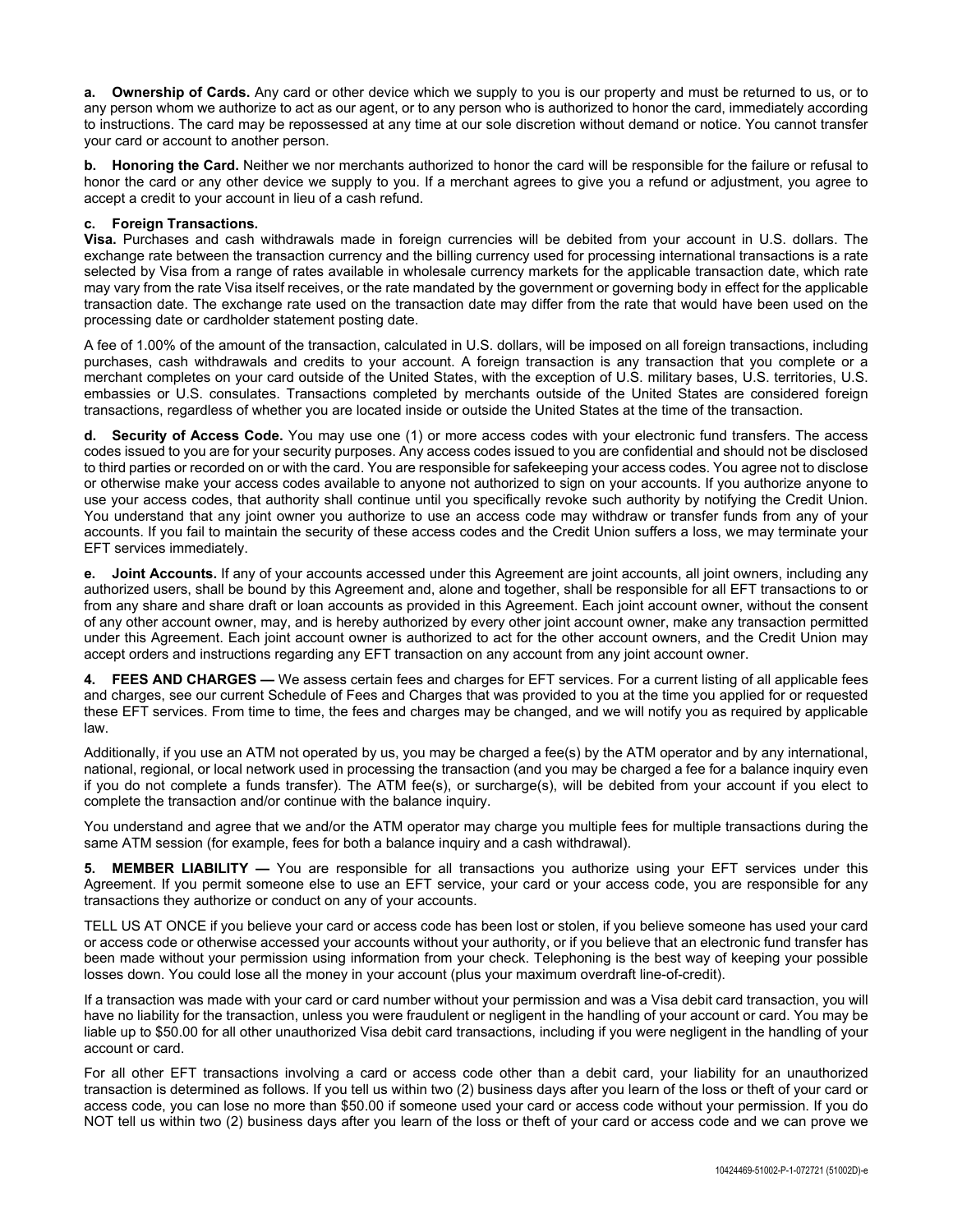**a. Ownership of Cards.** Any card or other device which we supply to you is our property and must be returned to us, or to any person whom we authorize to act as our agent, or to any person who is authorized to honor the card, immediately according to instructions. The card may be repossessed at any time at our sole discretion without demand or notice. You cannot transfer your card or account to another person.

**b. Honoring the Card.** Neither we nor merchants authorized to honor the card will be responsible for the failure or refusal to honor the card or any other device we supply to you. If a merchant agrees to give you a refund or adjustment, you agree to accept a credit to your account in lieu of a cash refund.

**c. Foreign Transactions.**
**Visa.** Purchases and cash withdrawals made in foreign currencies will be debited from your account in U.S. dollars. The exchange rate between the transaction currency and the billing currency used for processing international transactions is a rate selected by Visa from a range of rates available in wholesale currency markets for the applicable transaction date, which rate may vary from the rate Visa itself receives, or the rate mandated by the government or governing body in effect for the applicable transaction date. The exchange rate used on the transaction date may differ from the rate that would have been used on the processing date or cardholder statement posting date.

A fee of 1.00% of the amount of the transaction, calculated in U.S. dollars, will be imposed on all foreign transactions, including purchases, cash withdrawals and credits to your account. A foreign transaction is any transaction that you complete or a merchant completes on your card outside of the United States, with the exception of U.S. military bases, U.S. territories, U.S. embassies or U.S. consulates. Transactions completed by merchants outside of the United States are considered foreign transactions, regardless of whether you are located inside or outside the United States at the time of the transaction.

**d. Security of Access Code.** You may use one (1) or more access codes with your electronic fund transfers. The access codes issued to you are for your security purposes. Any access codes issued to you are confidential and should not be disclosed to third parties or recorded on or with the card. You are responsible for safekeeping your access codes. You agree not to disclose or otherwise make your access codes available to anyone not authorized to sign on your accounts. If you authorize anyone to use your access codes, that authority shall continue until you specifically revoke such authority by notifying the Credit Union. You understand that any joint owner you authorize to use an access code may withdraw or transfer funds from any of your accounts. If you fail to maintain the security of these access codes and the Credit Union suffers a loss, we may terminate your EFT services immediately.

**e. Joint Accounts.** If any of your accounts accessed under this Agreement are joint accounts, all joint owners, including any authorized users, shall be bound by this Agreement and, alone and together, shall be responsible for all EFT transactions to or from any share and share draft or loan accounts as provided in this Agreement. Each joint account owner, without the consent of any other account owner, may, and is hereby authorized by every other joint account owner, make any transaction permitted under this Agreement. Each joint account owner is authorized to act for the other account owners, and the Credit Union may accept orders and instructions regarding any EFT transaction on any account from any joint account owner.

**4. FEES AND CHARGES —** We assess certain fees and charges for EFT services. For a current listing of all applicable fees and charges, see our current Schedule of Fees and Charges that was provided to you at the time you applied for or requested these EFT services. From time to time, the fees and charges may be changed, and we will notify you as required by applicable law.

Additionally, if you use an ATM not operated by us, you may be charged a fee(s) by the ATM operator and by any international, national, regional, or local network used in processing the transaction (and you may be charged a fee for a balance inquiry even if you do not complete a funds transfer). The ATM fee(s), or surcharge(s), will be debited from your account if you elect to complete the transaction and/or continue with the balance inquiry.

You understand and agree that we and/or the ATM operator may charge you multiple fees for multiple transactions during the same ATM session (for example, fees for both a balance inquiry and a cash withdrawal).

**5. MEMBER LIABILITY —** You are responsible for all transactions you authorize using your EFT services under this Agreement. If you permit someone else to use an EFT service, your card or your access code, you are responsible for any transactions they authorize or conduct on any of your accounts.

TELL US AT ONCE if you believe your card or access code has been lost or stolen, if you believe someone has used your card or access code or otherwise accessed your accounts without your authority, or if you believe that an electronic fund transfer has been made without your permission using information from your check. Telephoning is the best way of keeping your possible losses down. You could lose all the money in your account (plus your maximum overdraft line-of-credit).

If a transaction was made with your card or card number without your permission and was a Visa debit card transaction, you will have no liability for the transaction, unless you were fraudulent or negligent in the handling of your account or card. You may be liable up to $50.00 for all other unauthorized Visa debit card transactions, including if you were negligent in the handling of your account or card.

For all other EFT transactions involving a card or access code other than a debit card, your liability for an unauthorized transaction is determined as follows. If you tell us within two (2) business days after you learn of the loss or theft of your card or access code, you can lose no more than $50.00 if someone used your card or access code without your permission. If you do NOT tell us within two (2) business days after you learn of the loss or theft of your card or access code and we can prove we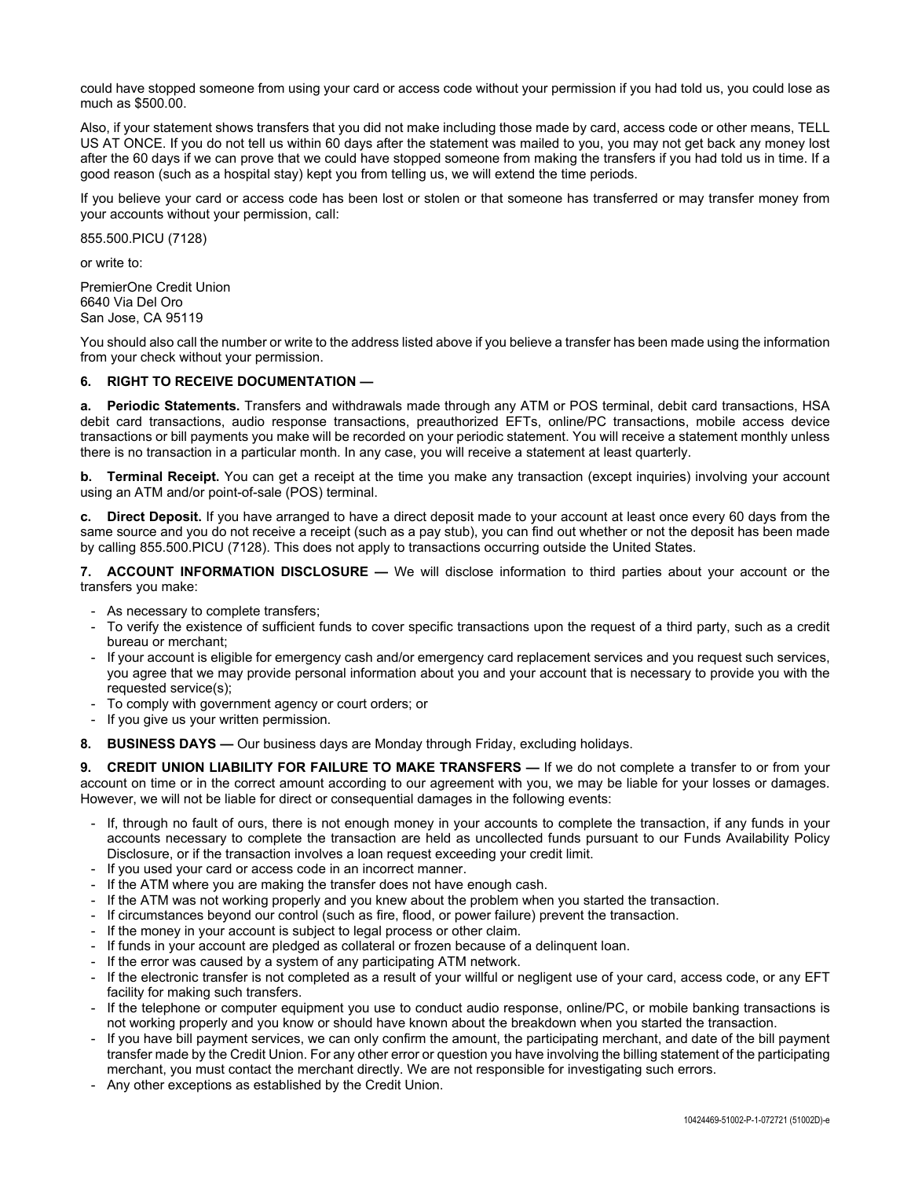could have stopped someone from using your card or access code without your permission if you had told us, you could lose as much as $500.00.

Also, if your statement shows transfers that you did not make including those made by card, access code or other means, TELL US AT ONCE. If you do not tell us within 60 days after the statement was mailed to you, you may not get back any money lost after the 60 days if we can prove that we could have stopped someone from making the transfers if you had told us in time. If a good reason (such as a hospital stay) kept you from telling us, we will extend the time periods.

If you believe your card or access code has been lost or stolen or that someone has transferred or may transfer money from your accounts without your permission, call:

855.500.PICU (7128)

or write to:

PremierOne Credit Union
6640 Via Del Oro
San Jose, CA 95119

You should also call the number or write to the address listed above if you believe a transfer has been made using the information from your check without your permission.

**6. RIGHT TO RECEIVE DOCUMENTATION —**

**a. Periodic Statements.** Transfers and withdrawals made through any ATM or POS terminal, debit card transactions, HSA debit card transactions, audio response transactions, preauthorized EFTs, online/PC transactions, mobile access device transactions or bill payments you make will be recorded on your periodic statement. You will receive a statement monthly unless there is no transaction in a particular month. In any case, you will receive a statement at least quarterly.

**b. Terminal Receipt.** You can get a receipt at the time you make any transaction (except inquiries) involving your account using an ATM and/or point-of-sale (POS) terminal.

**c. Direct Deposit.** If you have arranged to have a direct deposit made to your account at least once every 60 days from the same source and you do not receive a receipt (such as a pay stub), you can find out whether or not the deposit has been made by calling 855.500.PICU (7128). This does not apply to transactions occurring outside the United States.

**7. ACCOUNT INFORMATION DISCLOSURE —** We will disclose information to third parties about your account or the transfers you make:

- As necessary to complete transfers;
- To verify the existence of sufficient funds to cover specific transactions upon the request of a third party, such as a credit bureau or merchant;
- If your account is eligible for emergency cash and/or emergency card replacement services and you request such services, you agree that we may provide personal information about you and your account that is necessary to provide you with the requested service(s);
- To comply with government agency or court orders; or
- If you give us your written permission.

**8. BUSINESS DAYS —** Our business days are Monday through Friday, excluding holidays.

**9. CREDIT UNION LIABILITY FOR FAILURE TO MAKE TRANSFERS —** If we do not complete a transfer to or from your account on time or in the correct amount according to our agreement with you, we may be liable for your losses or damages. However, we will not be liable for direct or consequential damages in the following events:

- If, through no fault of ours, there is not enough money in your accounts to complete the transaction, if any funds in your accounts necessary to complete the transaction are held as uncollected funds pursuant to our Funds Availability Policy Disclosure, or if the transaction involves a loan request exceeding your credit limit.
- If you used your card or access code in an incorrect manner.
- If the ATM where you are making the transfer does not have enough cash.
- If the ATM was not working properly and you knew about the problem when you started the transaction.
- If circumstances beyond our control (such as fire, flood, or power failure) prevent the transaction.
- If the money in your account is subject to legal process or other claim.
- If funds in your account are pledged as collateral or frozen because of a delinquent loan.
- If the error was caused by a system of any participating ATM network.
- If the electronic transfer is not completed as a result of your willful or negligent use of your card, access code, or any EFT facility for making such transfers.
- If the telephone or computer equipment you use to conduct audio response, online/PC, or mobile banking transactions is not working properly and you know or should have known about the breakdown when you started the transaction.
- If you have bill payment services, we can only confirm the amount, the participating merchant, and date of the bill payment transfer made by the Credit Union. For any other error or question you have involving the billing statement of the participating merchant, you must contact the merchant directly. We are not responsible for investigating such errors.
- Any other exceptions as established by the Credit Union.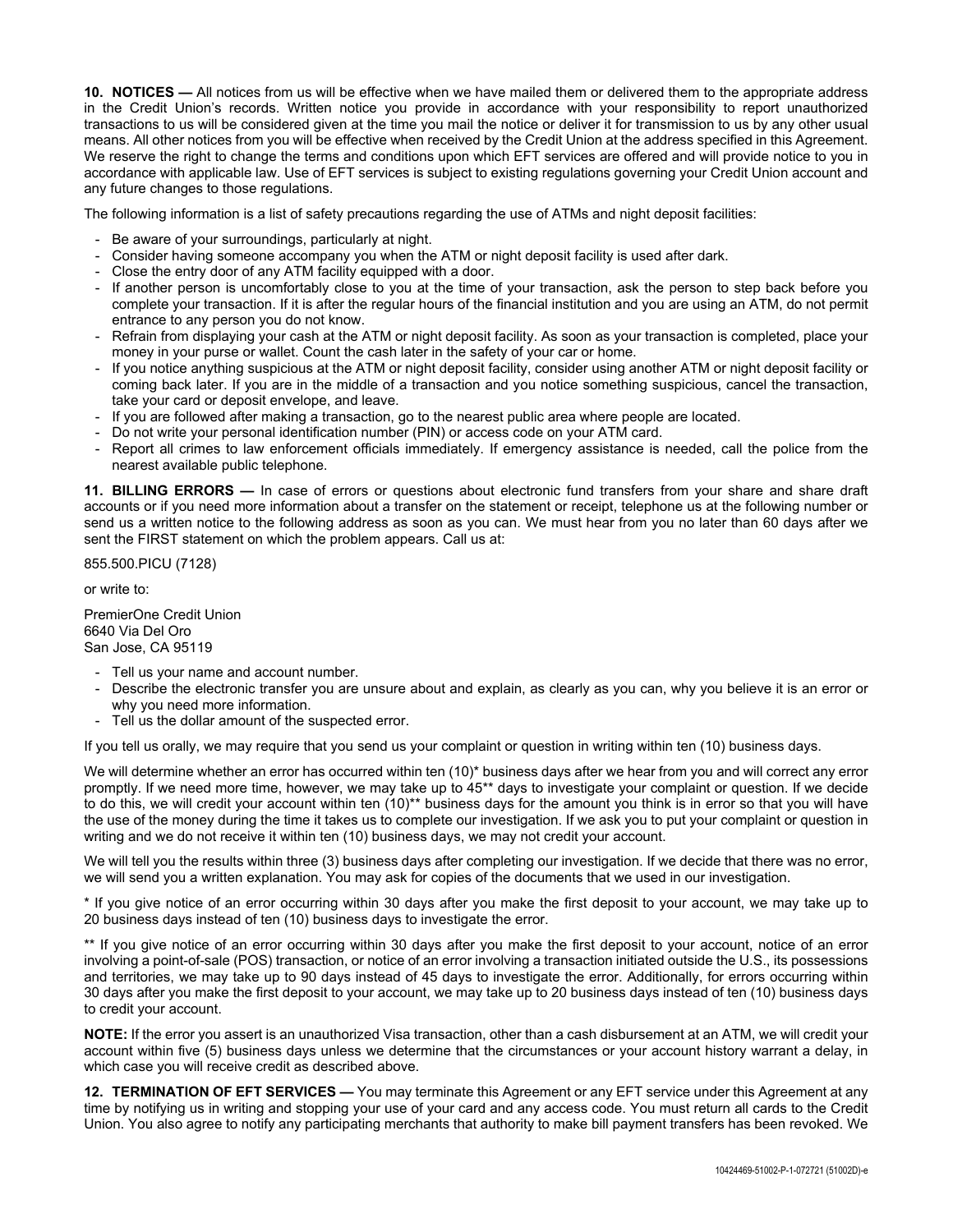**10. NOTICES —** All notices from us will be effective when we have mailed them or delivered them to the appropriate address in the Credit Union's records. Written notice you provide in accordance with your responsibility to report unauthorized transactions to us will be considered given at the time you mail the notice or deliver it for transmission to us by any other usual means. All other notices from you will be effective when received by the Credit Union at the address specified in this Agreement. We reserve the right to change the terms and conditions upon which EFT services are offered and will provide notice to you in accordance with applicable law. Use of EFT services is subject to existing regulations governing your Credit Union account and any future changes to those regulations.

The following information is a list of safety precautions regarding the use of ATMs and night deposit facilities:

- Be aware of your surroundings, particularly at night.
- Consider having someone accompany you when the ATM or night deposit facility is used after dark.
- Close the entry door of any ATM facility equipped with a door.
- If another person is uncomfortably close to you at the time of your transaction, ask the person to step back before you complete your transaction. If it is after the regular hours of the financial institution and you are using an ATM, do not permit entrance to any person you do not know.
- Refrain from displaying your cash at the ATM or night deposit facility. As soon as your transaction is completed, place your money in your purse or wallet. Count the cash later in the safety of your car or home.
- If you notice anything suspicious at the ATM or night deposit facility, consider using another ATM or night deposit facility or coming back later. If you are in the middle of a transaction and you notice something suspicious, cancel the transaction, take your card or deposit envelope, and leave.
- If you are followed after making a transaction, go to the nearest public area where people are located.
- Do not write your personal identification number (PIN) or access code on your ATM card.
- Report all crimes to law enforcement officials immediately. If emergency assistance is needed, call the police from the nearest available public telephone.

**11. BILLING ERRORS —** In case of errors or questions about electronic fund transfers from your share and share draft accounts or if you need more information about a transfer on the statement or receipt, telephone us at the following number or send us a written notice to the following address as soon as you can. We must hear from you no later than 60 days after we sent the FIRST statement on which the problem appears. Call us at:

855.500.PICU (7128)

or write to:

PremierOne Credit Union
6640 Via Del Oro
San Jose, CA 95119

- Tell us your name and account number.
- Describe the electronic transfer you are unsure about and explain, as clearly as you can, why you believe it is an error or why you need more information.
- Tell us the dollar amount of the suspected error.

If you tell us orally, we may require that you send us your complaint or question in writing within ten (10) business days.

We will determine whether an error has occurred within ten (10)* business days after we hear from you and will correct any error promptly. If we need more time, however, we may take up to 45** days to investigate your complaint or question. If we decide to do this, we will credit your account within ten (10)** business days for the amount you think is in error so that you will have the use of the money during the time it takes us to complete our investigation. If we ask you to put your complaint or question in writing and we do not receive it within ten (10) business days, we may not credit your account.

We will tell you the results within three (3) business days after completing our investigation. If we decide that there was no error, we will send you a written explanation. You may ask for copies of the documents that we used in our investigation.

* If you give notice of an error occurring within 30 days after you make the first deposit to your account, we may take up to 20 business days instead of ten (10) business days to investigate the error.

** If you give notice of an error occurring within 30 days after you make the first deposit to your account, notice of an error involving a point-of-sale (POS) transaction, or notice of an error involving a transaction initiated outside the U.S., its possessions and territories, we may take up to 90 days instead of 45 days to investigate the error. Additionally, for errors occurring within 30 days after you make the first deposit to your account, we may take up to 20 business days instead of ten (10) business days to credit your account.

**NOTE:** If the error you assert is an unauthorized Visa transaction, other than a cash disbursement at an ATM, we will credit your account within five (5) business days unless we determine that the circumstances or your account history warrant a delay, in which case you will receive credit as described above.

**12. TERMINATION OF EFT SERVICES —** You may terminate this Agreement or any EFT service under this Agreement at any time by notifying us in writing and stopping your use of your card and any access code. You must return all cards to the Credit Union. You also agree to notify any participating merchants that authority to make bill payment transfers has been revoked. We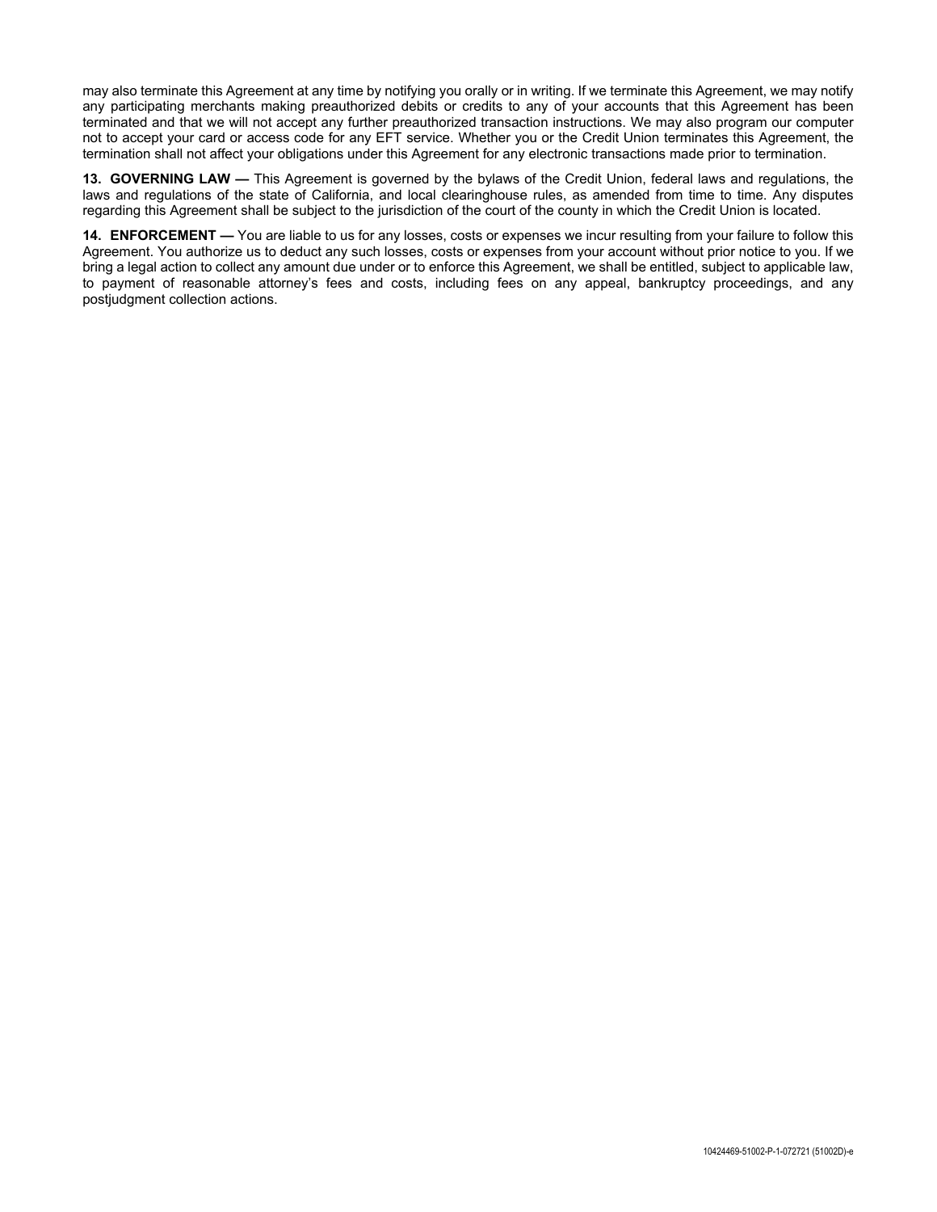may also terminate this Agreement at any time by notifying you orally or in writing. If we terminate this Agreement, we may notify any participating merchants making preauthorized debits or credits to any of your accounts that this Agreement has been terminated and that we will not accept any further preauthorized transaction instructions. We may also program our computer not to accept your card or access code for any EFT service. Whether you or the Credit Union terminates this Agreement, the termination shall not affect your obligations under this Agreement for any electronic transactions made prior to termination.

**13. GOVERNING LAW —** This Agreement is governed by the bylaws of the Credit Union, federal laws and regulations, the laws and regulations of the state of California, and local clearinghouse rules, as amended from time to time. Any disputes regarding this Agreement shall be subject to the jurisdiction of the court of the county in which the Credit Union is located.

**14. ENFORCEMENT —** You are liable to us for any losses, costs or expenses we incur resulting from your failure to follow this Agreement. You authorize us to deduct any such losses, costs or expenses from your account without prior notice to you. If we bring a legal action to collect any amount due under or to enforce this Agreement, we shall be entitled, subject to applicable law, to payment of reasonable attorney's fees and costs, including fees on any appeal, bankruptcy proceedings, and any postjudgment collection actions.

10424469-51002-P-1-072721 (51002D)-e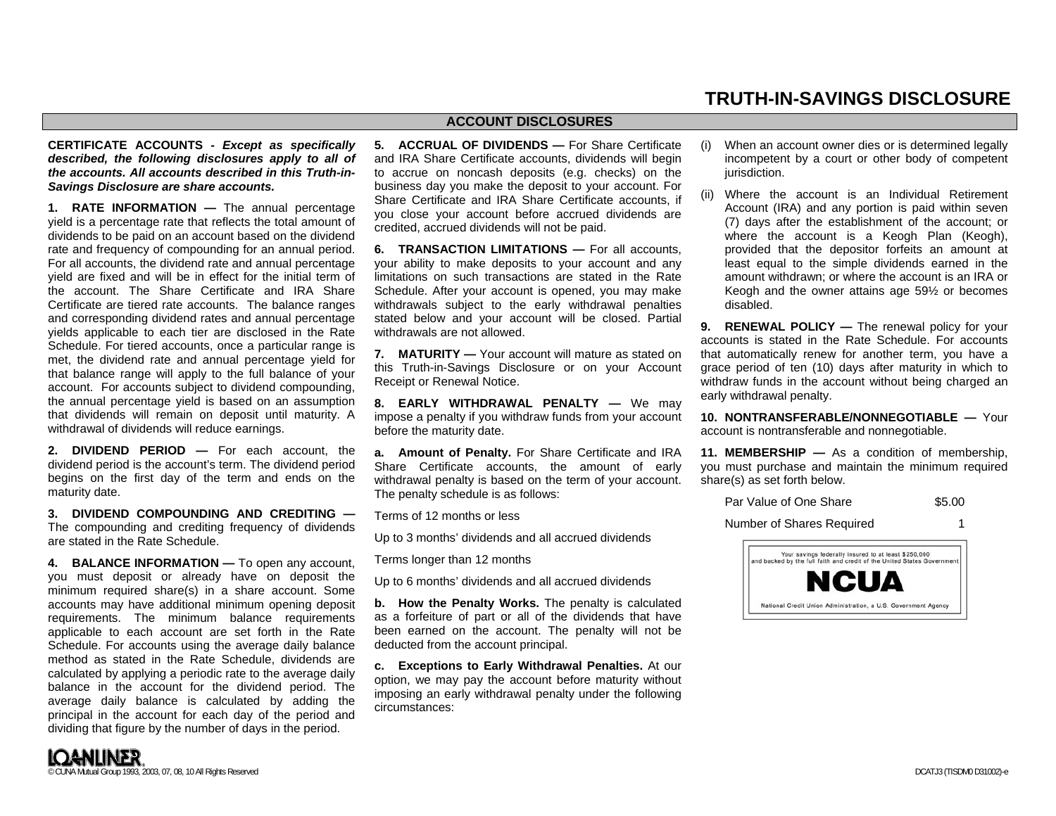# TRUTH-IN-SAVINGS DISCLOSURE

## ACCOUNT DISCLOSURES

**CERTIFICATE ACCOUNTS -** ***Except as specifically described, the following disclosures apply to all of the accounts. All accounts described in this Truth-in-Savings Disclosure are share accounts.***

**1. RATE INFORMATION —** The annual percentage yield is a percentage rate that reflects the total amount of dividends to be paid on an account based on the dividend rate and frequency of compounding for an annual period. For all accounts, the dividend rate and annual percentage yield are fixed and will be in effect for the initial term of the account. The Share Certificate and IRA Share Certificate are tiered rate accounts. The balance ranges and corresponding dividend rates and annual percentage yields applicable to each tier are disclosed in the Rate Schedule. For tiered accounts, once a particular range is met, the dividend rate and annual percentage yield for that balance range will apply to the full balance of your account. For accounts subject to dividend compounding, the annual percentage yield is based on an assumption that dividends will remain on deposit until maturity. A withdrawal of dividends will reduce earnings.

**2. DIVIDEND PERIOD —** For each account, the dividend period is the account's term. The dividend period begins on the first day of the term and ends on the maturity date.

**3. DIVIDEND COMPOUNDING AND CREDITING —** The compounding and crediting frequency of dividends are stated in the Rate Schedule.

**4. BALANCE INFORMATION —** To open any account, you must deposit or already have on deposit the minimum required share(s) in a share account. Some accounts may have additional minimum opening deposit requirements. The minimum balance requirements applicable to each account are set forth in the Rate Schedule. For accounts using the average daily balance method as stated in the Rate Schedule, dividends are calculated by applying a periodic rate to the average daily balance in the account for the dividend period. The average daily balance is calculated by adding the principal in the account for each day of the period and dividing that figure by the number of days in the period.

**5. ACCRUAL OF DIVIDENDS —** For Share Certificate and IRA Share Certificate accounts, dividends will begin to accrue on noncash deposits (e.g. checks) on the business day you make the deposit to your account. For Share Certificate and IRA Share Certificate accounts, if you close your account before accrued dividends are credited, accrued dividends will not be paid.

**6. TRANSACTION LIMITATIONS —** For all accounts, your ability to make deposits to your account and any limitations on such transactions are stated in the Rate Schedule. After your account is opened, you may make withdrawals subject to the early withdrawal penalties stated below and your account will be closed. Partial withdrawals are not allowed.

**7. MATURITY —** Your account will mature as stated on this Truth-in-Savings Disclosure or on your Account Receipt or Renewal Notice.

**8. EARLY WITHDRAWAL PENALTY —** We may impose a penalty if you withdraw funds from your account before the maturity date.

**a. Amount of Penalty.** For Share Certificate and IRA Share Certificate accounts, the amount of early withdrawal penalty is based on the term of your account. The penalty schedule is as follows:

Terms of 12 months or less

Up to 3 months' dividends and all accrued dividends

Terms longer than 12 months

Up to 6 months' dividends and all accrued dividends

**b. How the Penalty Works.** The penalty is calculated as a forfeiture of part or all of the dividends that have been earned on the account. The penalty will not be deducted from the account principal.

**c. Exceptions to Early Withdrawal Penalties.** At our option, we may pay the account before maturity without imposing an early withdrawal penalty under the following circumstances:

(i) When an account owner dies or is determined legally incompetent by a court or other body of competent jurisdiction.

(ii) Where the account is an Individual Retirement Account (IRA) and any portion is paid within seven (7) days after the establishment of the account; or where the account is a Keogh Plan (Keogh), provided that the depositor forfeits an amount at least equal to the simple dividends earned in the amount withdrawn; or where the account is an IRA or Keogh and the owner attains age 59½ or becomes disabled.

**9. RENEWAL POLICY —** The renewal policy for your accounts is stated in the Rate Schedule. For accounts that automatically renew for another term, you have a grace period of ten (10) days after maturity in which to withdraw funds in the account without being charged an early withdrawal penalty.

**10. NONTRANSFERABLE/NONNEGOTIABLE —** Your account is nontransferable and nonnegotiable.

**11. MEMBERSHIP —** As a condition of membership, you must purchase and maintain the minimum required share(s) as set forth below.

| | |
|---|---|
| Par Value of One Share | $5.00 |
| Number of Shares Required | 1 |

Your savings federally insured to at least $250,000 and backed by the full faith and credit of the United States Government

**NCUA**

National Credit Union Administration, a U.S. Government Agency

© CUNA Mutual Group 1993, 2003, 07, 08, 10 All Rights Reserved

DCATJ3 (TISDM0 D31002)-e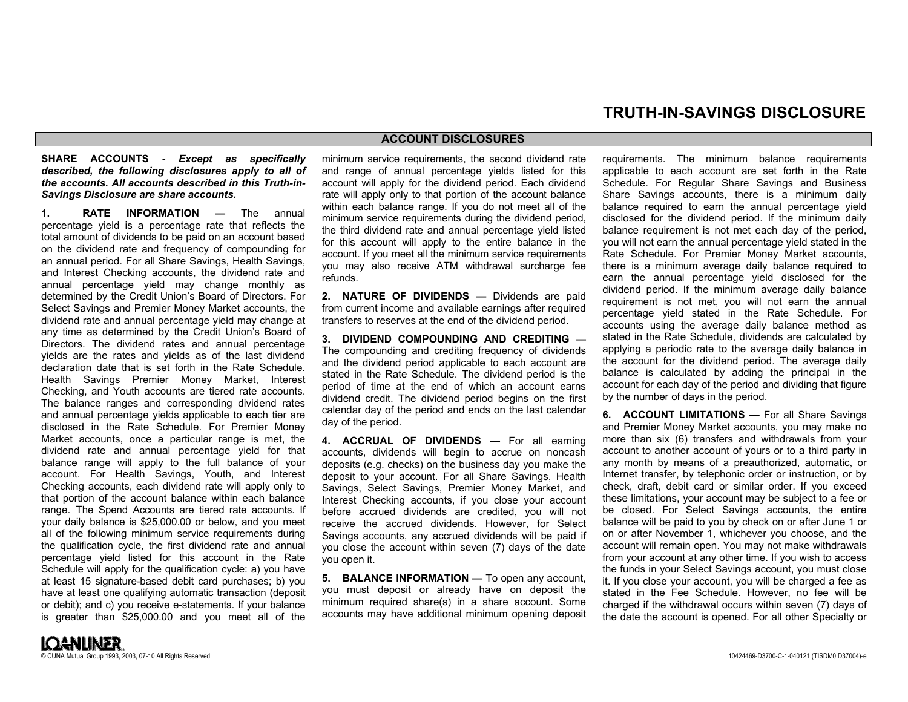# TRUTH-IN-SAVINGS DISCLOSURE

## ACCOUNT DISCLOSURES

**SHARE ACCOUNTS -** ***Except as specifically described, the following disclosures apply to all of the accounts. All accounts described in this Truth-in-Savings Disclosure are share accounts.***

**1. RATE INFORMATION —** The annual percentage yield is a percentage rate that reflects the total amount of dividends to be paid on an account based on the dividend rate and frequency of compounding for an annual period. For all Share Savings, Health Savings, and Interest Checking accounts, the dividend rate and annual percentage yield may change monthly as determined by the Credit Union's Board of Directors. For Select Savings and Premier Money Market accounts, the dividend rate and annual percentage yield may change at any time as determined by the Credit Union's Board of Directors. The dividend rates and annual percentage yields are the rates and yields as of the last dividend declaration date that is set forth in the Rate Schedule. Health Savings Premier Money Market, Interest Checking, and Youth accounts are tiered rate accounts. The balance ranges and corresponding dividend rates and annual percentage yields applicable to each tier are disclosed in the Rate Schedule. For Premier Money Market accounts, once a particular range is met, the dividend rate and annual percentage yield for that balance range will apply to the full balance of your account. For Health Savings, Youth, and Interest Checking accounts, each dividend rate will apply only to that portion of the account balance within each balance range. The Spend Accounts are tiered rate accounts. If your daily balance is $25,000.00 or below, and you meet all of the following minimum service requirements during the qualification cycle, the first dividend rate and annual percentage yield listed for this account in the Rate Schedule will apply for the qualification cycle: a) you have at least 15 signature-based debit card purchases; b) you have at least one qualifying automatic transaction (deposit or debit); and c) you receive e-statements. If your balance is greater than $25,000.00 and you meet all of the minimum service requirements, the second dividend rate and range of annual percentage yields listed for this account will apply for the dividend period. Each dividend rate will apply only to that portion of the account balance within each balance range. If you do not meet all of the minimum service requirements during the dividend period, the third dividend rate and annual percentage yield listed for this account will apply to the entire balance in the account. If you meet all the minimum service requirements you may also receive ATM withdrawal surcharge fee refunds.

**2. NATURE OF DIVIDENDS —** Dividends are paid from current income and available earnings after required transfers to reserves at the end of the dividend period.

**3. DIVIDEND COMPOUNDING AND CREDITING —** The compounding and crediting frequency of dividends and the dividend period applicable to each account are stated in the Rate Schedule. The dividend period is the period of time at the end of which an account earns dividend credit. The dividend period begins on the first calendar day of the period and ends on the last calendar day of the period.

**4. ACCRUAL OF DIVIDENDS —** For all earning accounts, dividends will begin to accrue on noncash deposits (e.g. checks) on the business day you make the deposit to your account. For all Share Savings, Health Savings, Select Savings, Premier Money Market, and Interest Checking accounts, if you close your account before accrued dividends are credited, you will not receive the accrued dividends. However, for Select Savings accounts, any accrued dividends will be paid if you close the account within seven (7) days of the date you open it.

**5. BALANCE INFORMATION —** To open any account, you must deposit or already have on deposit the minimum required share(s) in a share account. Some accounts may have additional minimum opening deposit requirements. The minimum balance requirements applicable to each account are set forth in the Rate Schedule. For Regular Share Savings and Business Share Savings accounts, there is a minimum daily balance required to earn the annual percentage yield disclosed for the dividend period. If the minimum daily balance requirement is not met each day of the period, you will not earn the annual percentage yield stated in the Rate Schedule. For Premier Money Market accounts, there is a minimum average daily balance required to earn the annual percentage yield disclosed for the dividend period. If the minimum average daily balance requirement is not met, you will not earn the annual percentage yield stated in the Rate Schedule. For accounts using the average daily balance method as stated in the Rate Schedule, dividends are calculated by applying a periodic rate to the average daily balance in the account for the dividend period. The average daily balance is calculated by adding the principal in the account for each day of the period and dividing that figure by the number of days in the period.

**6. ACCOUNT LIMITATIONS —** For all Share Savings and Premier Money Market accounts, you may make no more than six (6) transfers and withdrawals from your account to another account of yours or to a third party in any month by means of a preauthorized, automatic, or Internet transfer, by telephonic order or instruction, or by check, draft, debit card or similar order. If you exceed these limitations, your account may be subject to a fee or be closed. For Select Savings accounts, the entire balance will be paid to you by check on or after June 1 or on or after November 1, whichever you choose, and the account will remain open. You may not make withdrawals from your account at any other time. If you wish to access the funds in your Select Savings account, you must close it. If you close your account, you will be charged a fee as stated in the Fee Schedule. However, no fee will be charged if the withdrawal occurs within seven (7) days of the date the account is opened. For all other Specialty or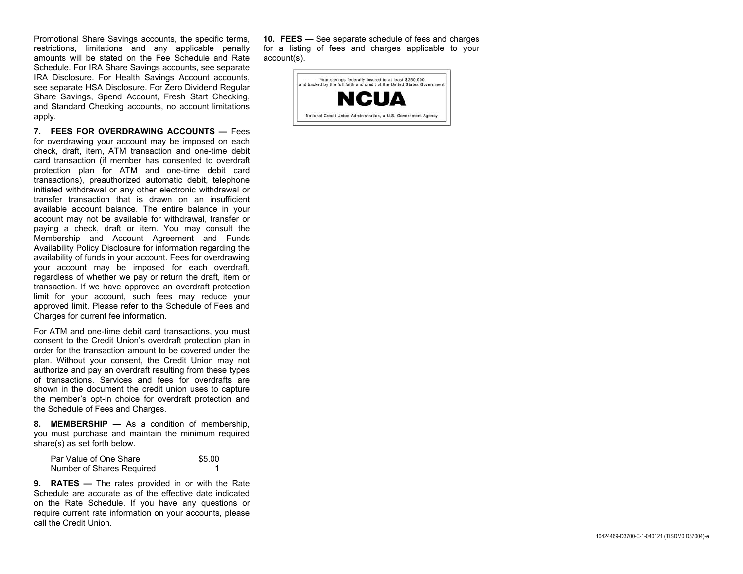Promotional Share Savings accounts, the specific terms, restrictions, limitations and any applicable penalty amounts will be stated on the Fee Schedule and Rate Schedule. For IRA Share Savings accounts, see separate IRA Disclosure. For Health Savings Account accounts, see separate HSA Disclosure. For Zero Dividend Regular Share Savings, Spend Account, Fresh Start Checking, and Standard Checking accounts, no account limitations apply.

**7. FEES FOR OVERDRAWING ACCOUNTS —** Fees for overdrawing your account may be imposed on each check, draft, item, ATM transaction and one-time debit card transaction (if member has consented to overdraft protection plan for ATM and one-time debit card transactions), preauthorized automatic debit, telephone initiated withdrawal or any other electronic withdrawal or transfer transaction that is drawn on an insufficient available account balance. The entire balance in your account may not be available for withdrawal, transfer or paying a check, draft or item. You may consult the Membership and Account Agreement and Funds Availability Policy Disclosure for information regarding the availability of funds in your account. Fees for overdrawing your account may be imposed for each overdraft, regardless of whether we pay or return the draft, item or transaction. If we have approved an overdraft protection limit for your account, such fees may reduce your approved limit. Please refer to the Schedule of Fees and Charges for current fee information.

For ATM and one-time debit card transactions, you must consent to the Credit Union's overdraft protection plan in order for the transaction amount to be covered under the plan. Without your consent, the Credit Union may not authorize and pay an overdraft resulting from these types of transactions. Services and fees for overdrafts are shown in the document the credit union uses to capture the member's opt-in choice for overdraft protection and the Schedule of Fees and Charges.

**8. MEMBERSHIP —** As a condition of membership, you must purchase and maintain the minimum required share(s) as set forth below.

| | |
|---|---|
| Par Value of One Share | $5.00 |
| Number of Shares Required | 1 |

**9. RATES —** The rates provided in or with the Rate Schedule are accurate as of the effective date indicated on the Rate Schedule. If you have any questions or require current rate information on your accounts, please call the Credit Union.

**10. FEES —** See separate schedule of fees and charges for a listing of fees and charges applicable to your account(s).

Your savings federally insured to at least $250,000
and backed by the full faith and credit of the United States Government

**NCUA**

National Credit Union Administration, a U.S. Government Agency

10424469-D3700-C-1-040121 (TISDM0 D37004)-e